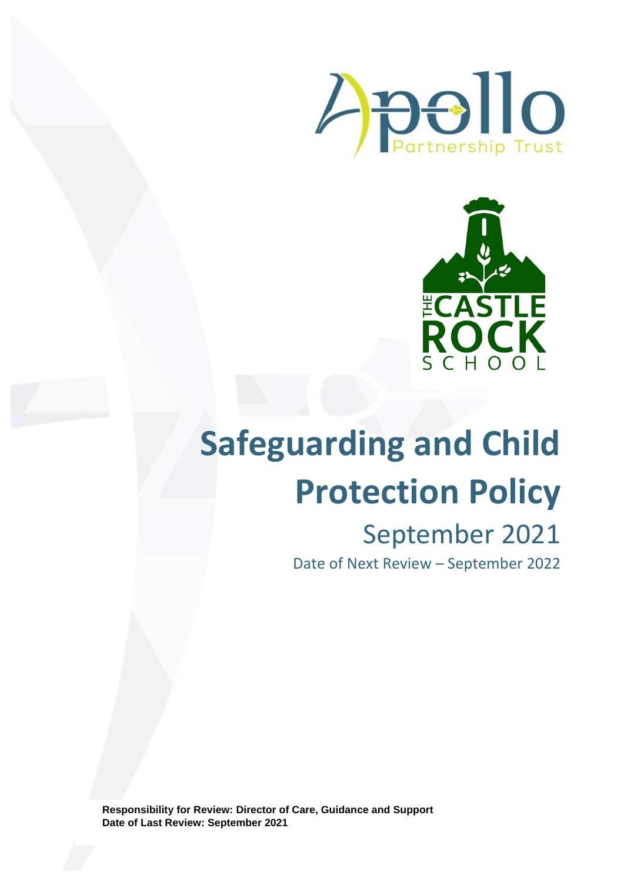Apollo Partnership Trust

THE CASTLE ROCK SCHOOL

# Safeguarding and Child Protection Policy

## September 2021

Date of Next Review – September 2022

**Responsibility for Review: Director of Care, Guidance and Support**
**Date of Last Review: September 2021**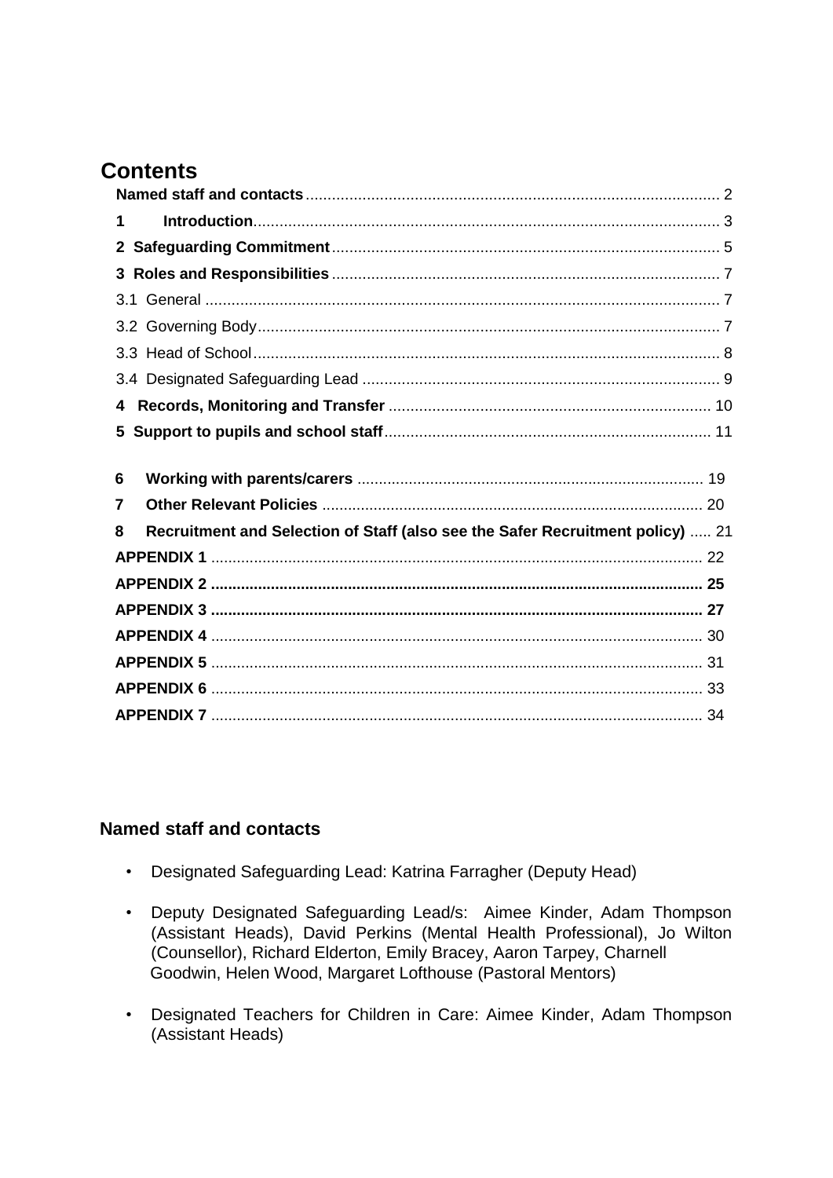# Contents

| | |
|---|---|
| **Named staff and contacts** | 2 |
| **1 Introduction** | 3 |
| **2 Safeguarding Commitment** | 5 |
| **3 Roles and Responsibilities** | 7 |
| 3.1 General | 7 |
| 3.2 Governing Body | 7 |
| 3.3 Head of School | 8 |
| 3.4 Designated Safeguarding Lead | 9 |
| **4 Records, Monitoring and Transfer** | 10 |
| **5 Support to pupils and school staff** | 11 |
| **6 Working with parents/carers** | 19 |
| **7 Other Relevant Policies** | 20 |
| **8 Recruitment and Selection of Staff (also see the Safer Recruitment policy)** | 21 |
| **APPENDIX 1** | 22 |
| **APPENDIX 2** | 25 |
| **APPENDIX 3** | 27 |
| **APPENDIX 4** | 30 |
| **APPENDIX 5** | 31 |
| **APPENDIX 6** | 33 |
| **APPENDIX 7** | 34 |

## Named staff and contacts

- Designated Safeguarding Lead: Katrina Farragher (Deputy Head)
- Deputy Designated Safeguarding Lead/s: Aimee Kinder, Adam Thompson (Assistant Heads), David Perkins (Mental Health Professional), Jo Wilton (Counsellor), Richard Elderton, Emily Bracey, Aaron Tarpey, Charnell Goodwin, Helen Wood, Margaret Lofthouse (Pastoral Mentors)
- Designated Teachers for Children in Care: Aimee Kinder, Adam Thompson (Assistant Heads)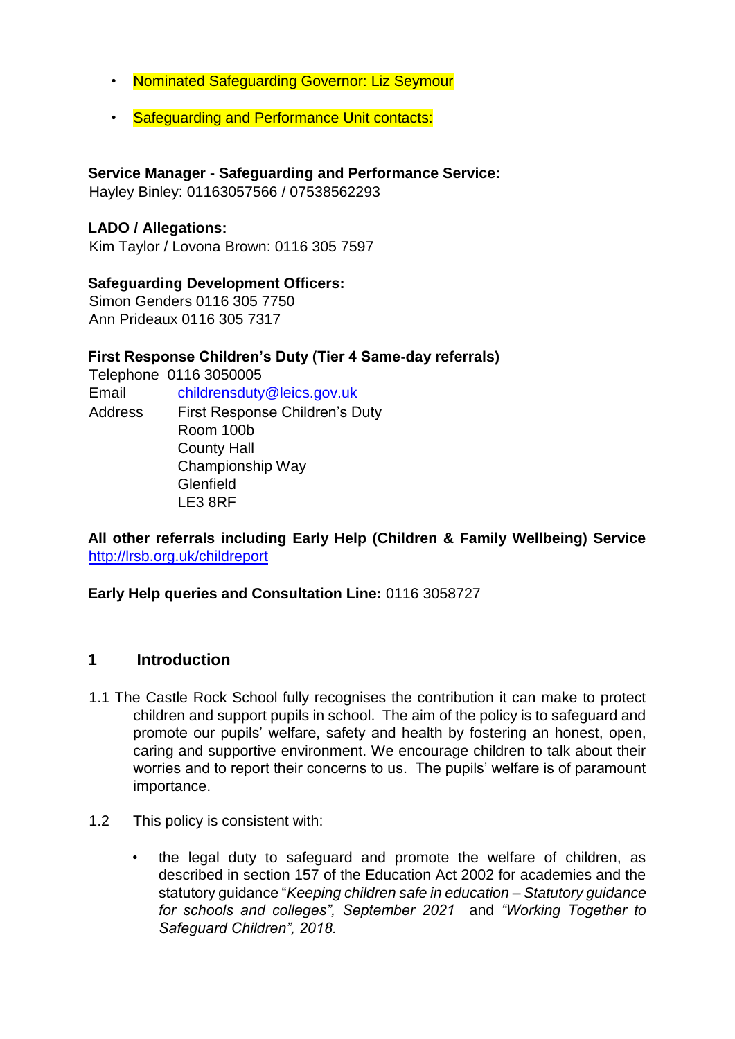- Nominated Safeguarding Governor: Liz Seymour
- Safeguarding and Performance Unit contacts:

**Service Manager - Safeguarding and Performance Service:**
Hayley Binley: 01163057566 / 07538562293

**LADO / Allegations:**
Kim Taylor / Lovona Brown: 0116 305 7597

**Safeguarding Development Officers:**
Simon Genders 0116 305 7750
Ann Prideaux 0116 305 7317

**First Response Children's Duty (Tier 4 Same-day referrals)**

Telephone 0116 3050005
Email childrensduty@leics.gov.uk
Address First Response Children's Duty
Room 100b
County Hall
Championship Way
Glenfield
LE3 8RF

**All other referrals including Early Help (Children & Family Wellbeing) Service**
http://lrsb.org.uk/childreport

**Early Help queries and Consultation Line:** 0116 3058727

## 1 Introduction

1.1 The Castle Rock School fully recognises the contribution it can make to protect children and support pupils in school. The aim of the policy is to safeguard and promote our pupils' welfare, safety and health by fostering an honest, open, caring and supportive environment. We encourage children to talk about their worries and to report their concerns to us. The pupils' welfare is of paramount importance.

1.2 This policy is consistent with:

- the legal duty to safeguard and promote the welfare of children, as described in section 157 of the Education Act 2002 for academies and the statutory guidance "*Keeping children safe in education – Statutory guidance for schools and colleges", September 2021* and *"Working Together to Safeguard Children", 2018.*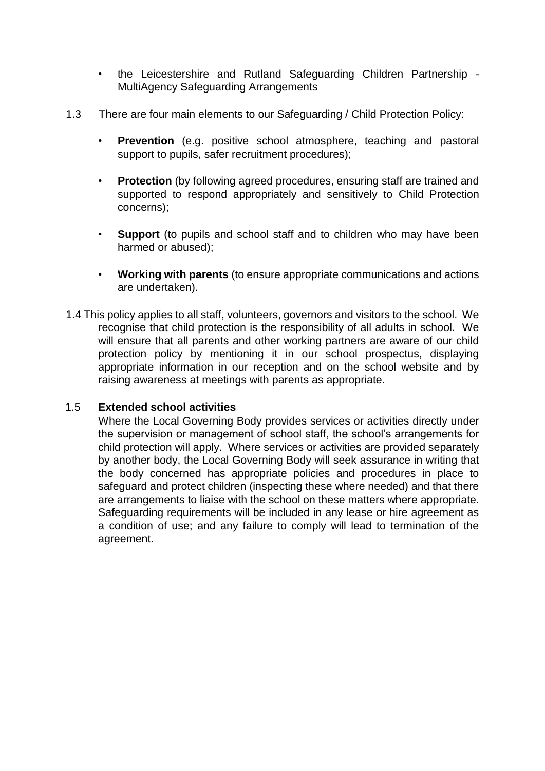- the Leicestershire and Rutland Safeguarding Children Partnership - MultiAgency Safeguarding Arrangements

1.3 There are four main elements to our Safeguarding / Child Protection Policy:

- **Prevention** (e.g. positive school atmosphere, teaching and pastoral support to pupils, safer recruitment procedures);
- **Protection** (by following agreed procedures, ensuring staff are trained and supported to respond appropriately and sensitively to Child Protection concerns);
- **Support** (to pupils and school staff and to children who may have been harmed or abused);
- **Working with parents** (to ensure appropriate communications and actions are undertaken).

1.4 This policy applies to all staff, volunteers, governors and visitors to the school. We recognise that child protection is the responsibility of all adults in school. We will ensure that all parents and other working partners are aware of our child protection policy by mentioning it in our school prospectus, displaying appropriate information in our reception and on the school website and by raising awareness at meetings with parents as appropriate.

1.5 **Extended school activities**

Where the Local Governing Body provides services or activities directly under the supervision or management of school staff, the school's arrangements for child protection will apply. Where services or activities are provided separately by another body, the Local Governing Body will seek assurance in writing that the body concerned has appropriate policies and procedures in place to safeguard and protect children (inspecting these where needed) and that there are arrangements to liaise with the school on these matters where appropriate. Safeguarding requirements will be included in any lease or hire agreement as a condition of use; and any failure to comply will lead to termination of the agreement.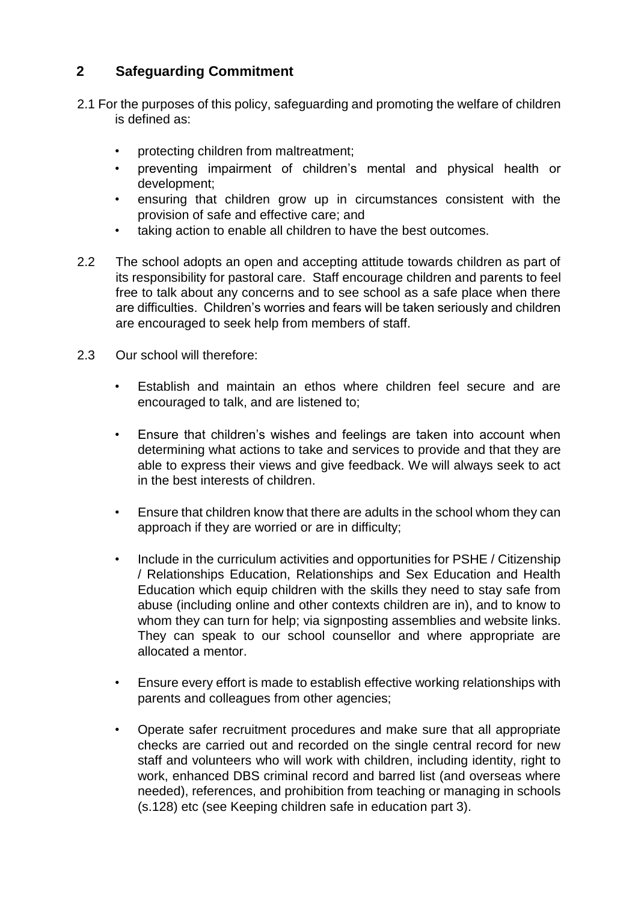## 2 Safeguarding Commitment

2.1 For the purposes of this policy, safeguarding and promoting the welfare of children is defined as:

- protecting children from maltreatment;
- preventing impairment of children's mental and physical health or development;
- ensuring that children grow up in circumstances consistent with the provision of safe and effective care; and
- taking action to enable all children to have the best outcomes.

2.2 The school adopts an open and accepting attitude towards children as part of its responsibility for pastoral care. Staff encourage children and parents to feel free to talk about any concerns and to see school as a safe place when there are difficulties. Children's worries and fears will be taken seriously and children are encouraged to seek help from members of staff.

2.3 Our school will therefore:

- Establish and maintain an ethos where children feel secure and are encouraged to talk, and are listened to;

- Ensure that children's wishes and feelings are taken into account when determining what actions to take and services to provide and that they are able to express their views and give feedback. We will always seek to act in the best interests of children.

- Ensure that children know that there are adults in the school whom they can approach if they are worried or are in difficulty;

- Include in the curriculum activities and opportunities for PSHE / Citizenship / Relationships Education, Relationships and Sex Education and Health Education which equip children with the skills they need to stay safe from abuse (including online and other contexts children are in), and to know to whom they can turn for help; via signposting assemblies and website links. They can speak to our school counsellor and where appropriate are allocated a mentor.

- Ensure every effort is made to establish effective working relationships with parents and colleagues from other agencies;

- Operate safer recruitment procedures and make sure that all appropriate checks are carried out and recorded on the single central record for new staff and volunteers who will work with children, including identity, right to work, enhanced DBS criminal record and barred list (and overseas where needed), references, and prohibition from teaching or managing in schools (s.128) etc (see Keeping children safe in education part 3).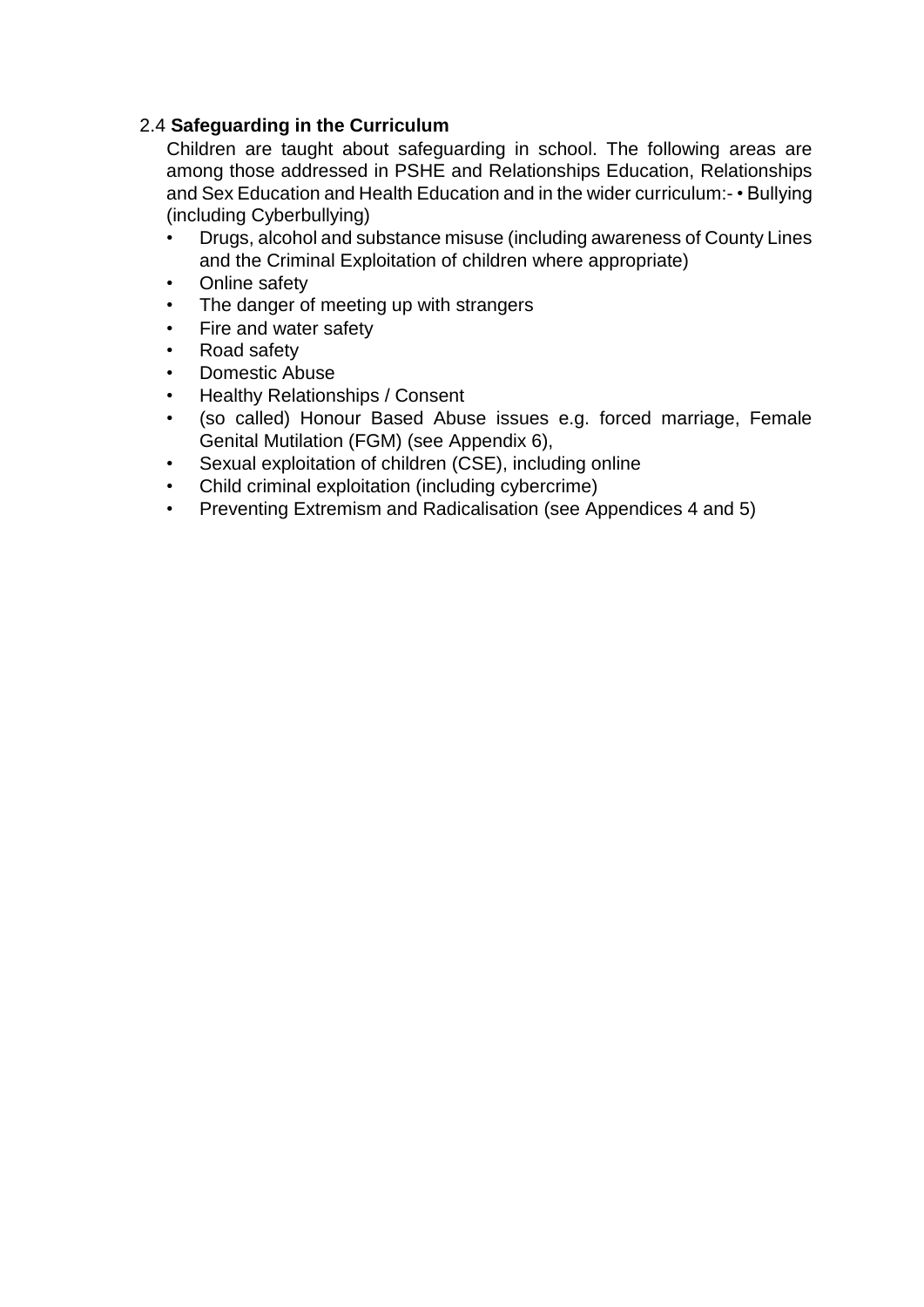2.4 **Safeguarding in the Curriculum**

Children are taught about safeguarding in school. The following areas are among those addressed in PSHE and Relationships Education, Relationships and Sex Education and Health Education and in the wider curriculum:- • Bullying (including Cyberbullying)

- Drugs, alcohol and substance misuse (including awareness of County Lines and the Criminal Exploitation of children where appropriate)
- Online safety
- The danger of meeting up with strangers
- Fire and water safety
- Road safety
- Domestic Abuse
- Healthy Relationships / Consent
- (so called) Honour Based Abuse issues e.g. forced marriage, Female Genital Mutilation (FGM) (see Appendix 6),
- Sexual exploitation of children (CSE), including online
- Child criminal exploitation (including cybercrime)
- Preventing Extremism and Radicalisation (see Appendices 4 and 5)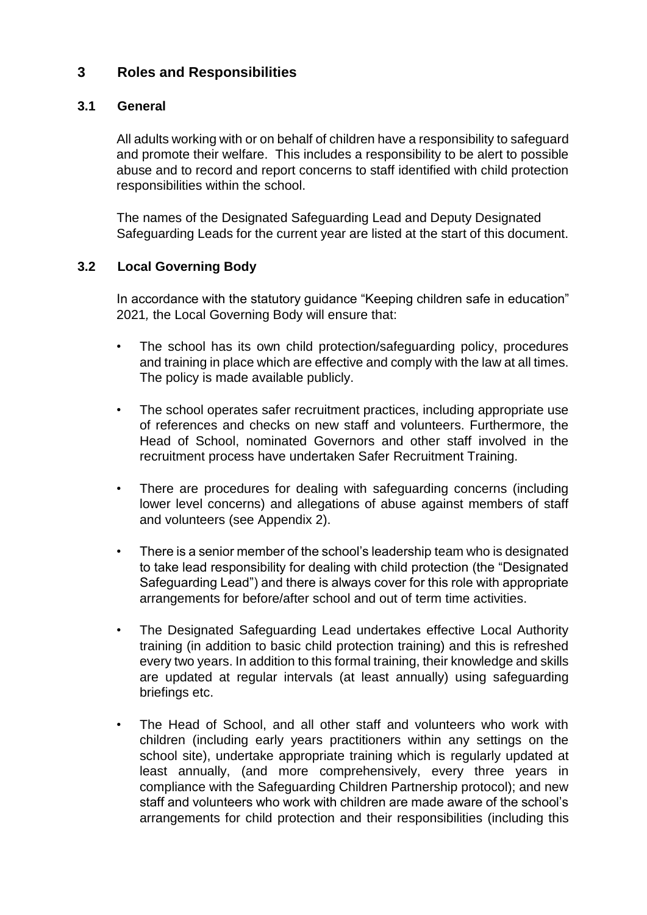## 3 Roles and Responsibilities

### 3.1 General

All adults working with or on behalf of children have a responsibility to safeguard and promote their welfare. This includes a responsibility to be alert to possible abuse and to record and report concerns to staff identified with child protection responsibilities within the school.

The names of the Designated Safeguarding Lead and Deputy Designated Safeguarding Leads for the current year are listed at the start of this document.

### 3.2 Local Governing Body

In accordance with the statutory guidance "Keeping children safe in education" 2021*,* the Local Governing Body will ensure that:

- The school has its own child protection/safeguarding policy, procedures and training in place which are effective and comply with the law at all times. The policy is made available publicly.
- The school operates safer recruitment practices, including appropriate use of references and checks on new staff and volunteers. Furthermore, the Head of School, nominated Governors and other staff involved in the recruitment process have undertaken Safer Recruitment Training.
- There are procedures for dealing with safeguarding concerns (including lower level concerns) and allegations of abuse against members of staff and volunteers (see Appendix 2).
- There is a senior member of the school's leadership team who is designated to take lead responsibility for dealing with child protection (the "Designated Safeguarding Lead") and there is always cover for this role with appropriate arrangements for before/after school and out of term time activities.
- The Designated Safeguarding Lead undertakes effective Local Authority training (in addition to basic child protection training) and this is refreshed every two years. In addition to this formal training, their knowledge and skills are updated at regular intervals (at least annually) using safeguarding briefings etc.
- The Head of School, and all other staff and volunteers who work with children (including early years practitioners within any settings on the school site), undertake appropriate training which is regularly updated at least annually, (and more comprehensively, every three years in compliance with the Safeguarding Children Partnership protocol); and new staff and volunteers who work with children are made aware of the school's arrangements for child protection and their responsibilities (including this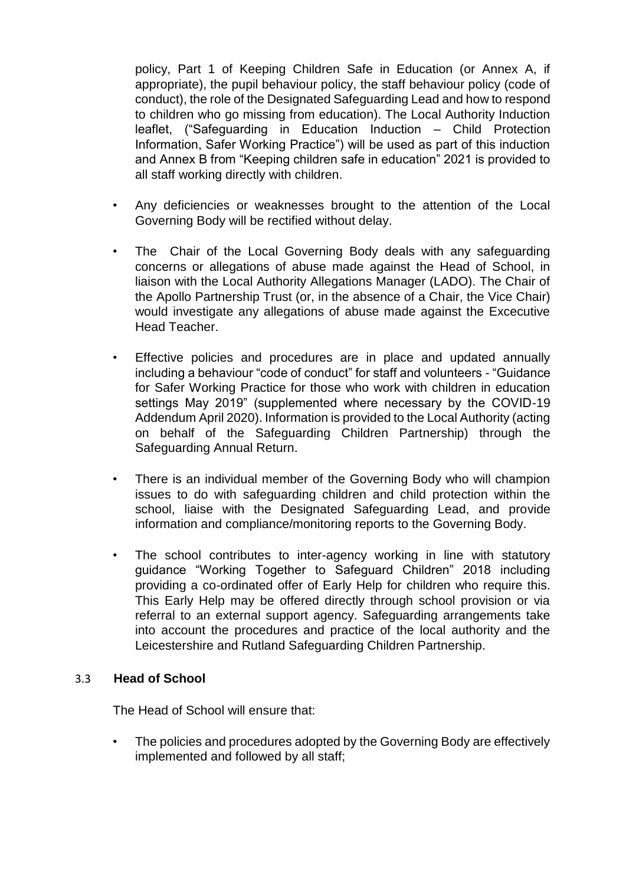policy, Part 1 of Keeping Children Safe in Education (or Annex A, if appropriate), the pupil behaviour policy, the staff behaviour policy (code of conduct), the role of the Designated Safeguarding Lead and how to respond to children who go missing from education). The Local Authority Induction leaflet, ("Safeguarding in Education Induction – Child Protection Information, Safer Working Practice") will be used as part of this induction and Annex B from "Keeping children safe in education" 2021 is provided to all staff working directly with children.

- Any deficiencies or weaknesses brought to the attention of the Local Governing Body will be rectified without delay.

- The Chair of the Local Governing Body deals with any safeguarding concerns or allegations of abuse made against the Head of School, in liaison with the Local Authority Allegations Manager (LADO). The Chair of the Apollo Partnership Trust (or, in the absence of a Chair, the Vice Chair) would investigate any allegations of abuse made against the Excecutive Head Teacher.

- Effective policies and procedures are in place and updated annually including a behaviour "code of conduct" for staff and volunteers - "Guidance for Safer Working Practice for those who work with children in education settings May 2019" (supplemented where necessary by the COVID-19 Addendum April 2020). Information is provided to the Local Authority (acting on behalf of the Safeguarding Children Partnership) through the Safeguarding Annual Return.

- There is an individual member of the Governing Body who will champion issues to do with safeguarding children and child protection within the school, liaise with the Designated Safeguarding Lead, and provide information and compliance/monitoring reports to the Governing Body.

- The school contributes to inter-agency working in line with statutory guidance "Working Together to Safeguard Children" 2018 including providing a co-ordinated offer of Early Help for children who require this. This Early Help may be offered directly through school provision or via referral to an external support agency. Safeguarding arrangements take into account the procedures and practice of the local authority and the Leicestershire and Rutland Safeguarding Children Partnership.

### 3.3 Head of School

The Head of School will ensure that:

- The policies and procedures adopted by the Governing Body are effectively implemented and followed by all staff;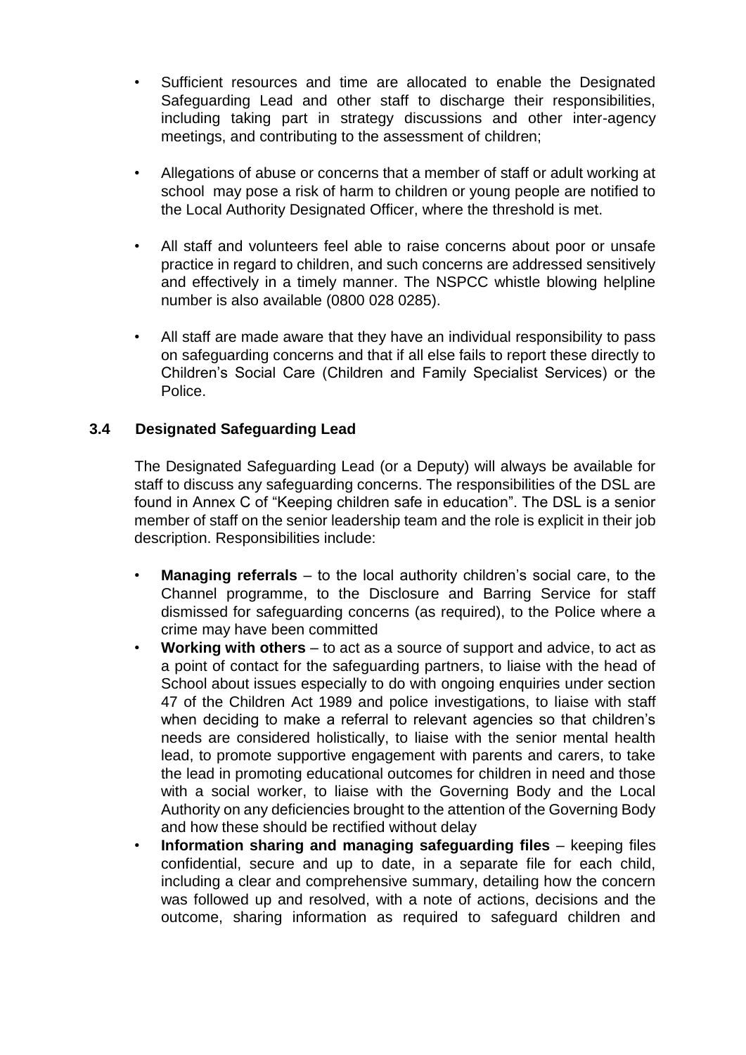- Sufficient resources and time are allocated to enable the Designated Safeguarding Lead and other staff to discharge their responsibilities, including taking part in strategy discussions and other inter-agency meetings, and contributing to the assessment of children;

- Allegations of abuse or concerns that a member of staff or adult working at school may pose a risk of harm to children or young people are notified to the Local Authority Designated Officer, where the threshold is met.

- All staff and volunteers feel able to raise concerns about poor or unsafe practice in regard to children, and such concerns are addressed sensitively and effectively in a timely manner. The NSPCC whistle blowing helpline number is also available (0800 028 0285).

- All staff are made aware that they have an individual responsibility to pass on safeguarding concerns and that if all else fails to report these directly to Children's Social Care (Children and Family Specialist Services) or the Police.

### 3.4 Designated Safeguarding Lead

The Designated Safeguarding Lead (or a Deputy) will always be available for staff to discuss any safeguarding concerns. The responsibilities of the DSL are found in Annex C of "Keeping children safe in education". The DSL is a senior member of staff on the senior leadership team and the role is explicit in their job description. Responsibilities include:

- **Managing referrals** – to the local authority children's social care, to the Channel programme, to the Disclosure and Barring Service for staff dismissed for safeguarding concerns (as required), to the Police where a crime may have been committed
- **Working with others** – to act as a source of support and advice, to act as a point of contact for the safeguarding partners, to liaise with the head of School about issues especially to do with ongoing enquiries under section 47 of the Children Act 1989 and police investigations, to liaise with staff when deciding to make a referral to relevant agencies so that children's needs are considered holistically, to liaise with the senior mental health lead, to promote supportive engagement with parents and carers, to take the lead in promoting educational outcomes for children in need and those with a social worker, to liaise with the Governing Body and the Local Authority on any deficiencies brought to the attention of the Governing Body and how these should be rectified without delay
- **Information sharing and managing safeguarding files** – keeping files confidential, secure and up to date, in a separate file for each child, including a clear and comprehensive summary, detailing how the concern was followed up and resolved, with a note of actions, decisions and the outcome, sharing information as required to safeguard children and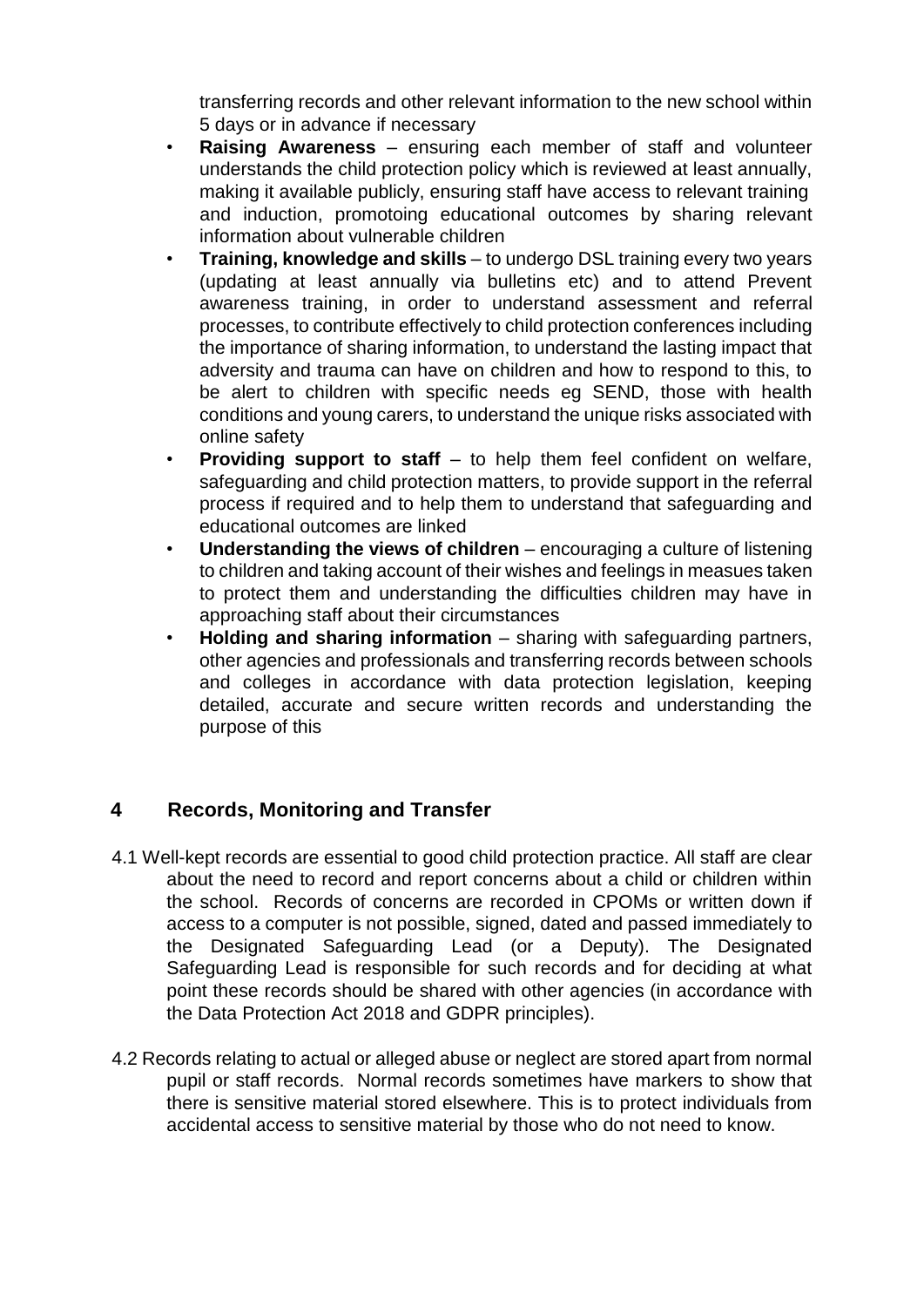transferring records and other relevant information to the new school within 5 days or in advance if necessary

- **Raising Awareness** – ensuring each member of staff and volunteer understands the child protection policy which is reviewed at least annually, making it available publicly, ensuring staff have access to relevant training and induction, promotoing educational outcomes by sharing relevant information about vulnerable children
- **Training, knowledge and skills** – to undergo DSL training every two years (updating at least annually via bulletins etc) and to attend Prevent awareness training, in order to understand assessment and referral processes, to contribute effectively to child protection conferences including the importance of sharing information, to understand the lasting impact that adversity and trauma can have on children and how to respond to this, to be alert to children with specific needs eg SEND, those with health conditions and young carers, to understand the unique risks associated with online safety
- **Providing support to staff** – to help them feel confident on welfare, safeguarding and child protection matters, to provide support in the referral process if required and to help them to understand that safeguarding and educational outcomes are linked
- **Understanding the views of children** – encouraging a culture of listening to children and taking account of their wishes and feelings in measues taken to protect them and understanding the difficulties children may have in approaching staff about their circumstances
- **Holding and sharing information** – sharing with safeguarding partners, other agencies and professionals and transferring records between schools and colleges in accordance with data protection legislation, keeping detailed, accurate and secure written records and understanding the purpose of this

## 4 Records, Monitoring and Transfer

4.1 Well-kept records are essential to good child protection practice. All staff are clear about the need to record and report concerns about a child or children within the school. Records of concerns are recorded in CPOMs or written down if access to a computer is not possible, signed, dated and passed immediately to the Designated Safeguarding Lead (or a Deputy). The Designated Safeguarding Lead is responsible for such records and for deciding at what point these records should be shared with other agencies (in accordance with the Data Protection Act 2018 and GDPR principles).

4.2 Records relating to actual or alleged abuse or neglect are stored apart from normal pupil or staff records. Normal records sometimes have markers to show that there is sensitive material stored elsewhere. This is to protect individuals from accidental access to sensitive material by those who do not need to know.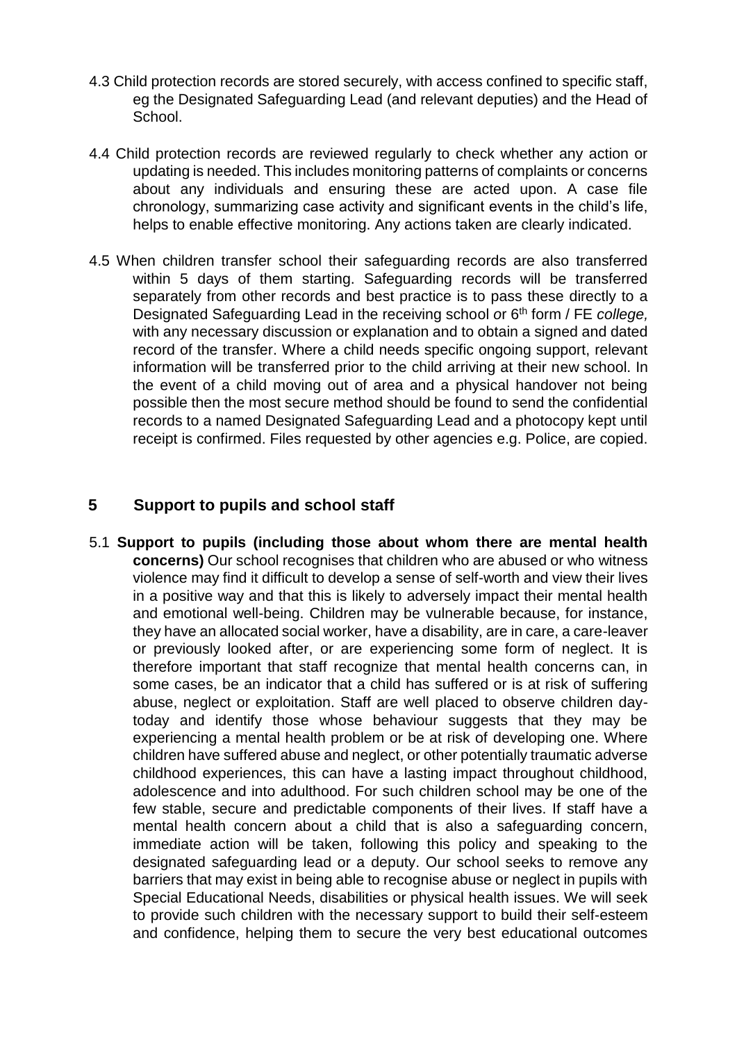4.3 Child protection records are stored securely, with access confined to specific staff, eg the Designated Safeguarding Lead (and relevant deputies) and the Head of School.

4.4 Child protection records are reviewed regularly to check whether any action or updating is needed. This includes monitoring patterns of complaints or concerns about any individuals and ensuring these are acted upon. A case file chronology, summarizing case activity and significant events in the child's life, helps to enable effective monitoring. Any actions taken are clearly indicated.

4.5 When children transfer school their safeguarding records are also transferred within 5 days of them starting. Safeguarding records will be transferred separately from other records and best practice is to pass these directly to a Designated Safeguarding Lead in the receiving school *or* 6th form / FE *college,* with any necessary discussion or explanation and to obtain a signed and dated record of the transfer. Where a child needs specific ongoing support, relevant information will be transferred prior to the child arriving at their new school. In the event of a child moving out of area and a physical handover not being possible then the most secure method should be found to send the confidential records to a named Designated Safeguarding Lead and a photocopy kept until receipt is confirmed. Files requested by other agencies e.g. Police, are copied.

## 5 Support to pupils and school staff

5.1 **Support to pupils (including those about whom there are mental health concerns)** Our school recognises that children who are abused or who witness violence may find it difficult to develop a sense of self-worth and view their lives in a positive way and that this is likely to adversely impact their mental health and emotional well-being. Children may be vulnerable because, for instance, they have an allocated social worker, have a disability, are in care, a care-leaver or previously looked after, or are experiencing some form of neglect. It is therefore important that staff recognize that mental health concerns can, in some cases, be an indicator that a child has suffered or is at risk of suffering abuse, neglect or exploitation. Staff are well placed to observe children day-today and identify those whose behaviour suggests that they may be experiencing a mental health problem or be at risk of developing one. Where children have suffered abuse and neglect, or other potentially traumatic adverse childhood experiences, this can have a lasting impact throughout childhood, adolescence and into adulthood. For such children school may be one of the few stable, secure and predictable components of their lives. If staff have a mental health concern about a child that is also a safeguarding concern, immediate action will be taken, following this policy and speaking to the designated safeguarding lead or a deputy. Our school seeks to remove any barriers that may exist in being able to recognise abuse or neglect in pupils with Special Educational Needs, disabilities or physical health issues. We will seek to provide such children with the necessary support to build their self-esteem and confidence, helping them to secure the very best educational outcomes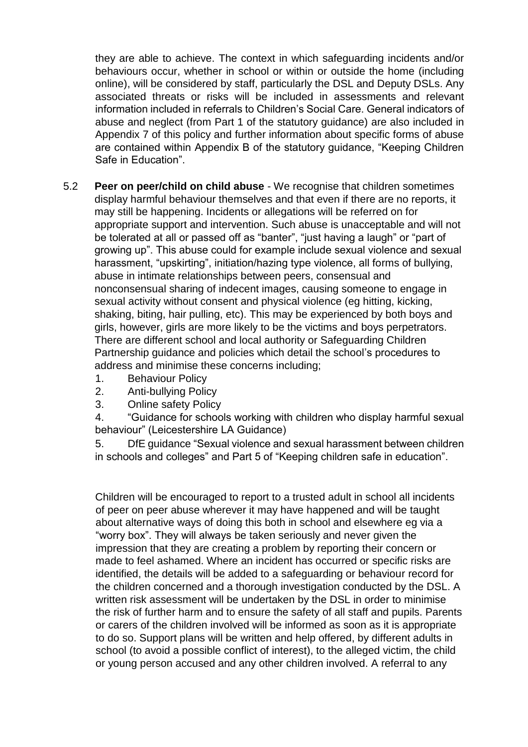they are able to achieve. The context in which safeguarding incidents and/or behaviours occur, whether in school or within or outside the home (including online), will be considered by staff, particularly the DSL and Deputy DSLs. Any associated threats or risks will be included in assessments and relevant information included in referrals to Children's Social Care. General indicators of abuse and neglect (from Part 1 of the statutory guidance) are also included in Appendix 7 of this policy and further information about specific forms of abuse are contained within Appendix B of the statutory guidance, "Keeping Children Safe in Education".

5.2 **Peer on peer/child on child abuse** - We recognise that children sometimes display harmful behaviour themselves and that even if there are no reports, it may still be happening. Incidents or allegations will be referred on for appropriate support and intervention. Such abuse is unacceptable and will not be tolerated at all or passed off as "banter", "just having a laugh" or "part of growing up". This abuse could for example include sexual violence and sexual harassment, "upskirting", initiation/hazing type violence, all forms of bullying, abuse in intimate relationships between peers, consensual and nonconsensual sharing of indecent images, causing someone to engage in sexual activity without consent and physical violence (eg hitting, kicking, shaking, biting, hair pulling, etc). This may be experienced by both boys and girls, however, girls are more likely to be the victims and boys perpetrators. There are different school and local authority or Safeguarding Children Partnership guidance and policies which detail the school's procedures to address and minimise these concerns including;

1. Behaviour Policy
2. Anti-bullying Policy
3. Online safety Policy
4. "Guidance for schools working with children who display harmful sexual behaviour" (Leicestershire LA Guidance)
5. DfE guidance "Sexual violence and sexual harassment between children in schools and colleges" and Part 5 of "Keeping children safe in education".

Children will be encouraged to report to a trusted adult in school all incidents of peer on peer abuse wherever it may have happened and will be taught about alternative ways of doing this both in school and elsewhere eg via a "worry box". They will always be taken seriously and never given the impression that they are creating a problem by reporting their concern or made to feel ashamed. Where an incident has occurred or specific risks are identified, the details will be added to a safeguarding or behaviour record for the children concerned and a thorough investigation conducted by the DSL. A written risk assessment will be undertaken by the DSL in order to minimise the risk of further harm and to ensure the safety of all staff and pupils. Parents or carers of the children involved will be informed as soon as it is appropriate to do so. Support plans will be written and help offered, by different adults in school (to avoid a possible conflict of interest), to the alleged victim, the child or young person accused and any other children involved. A referral to any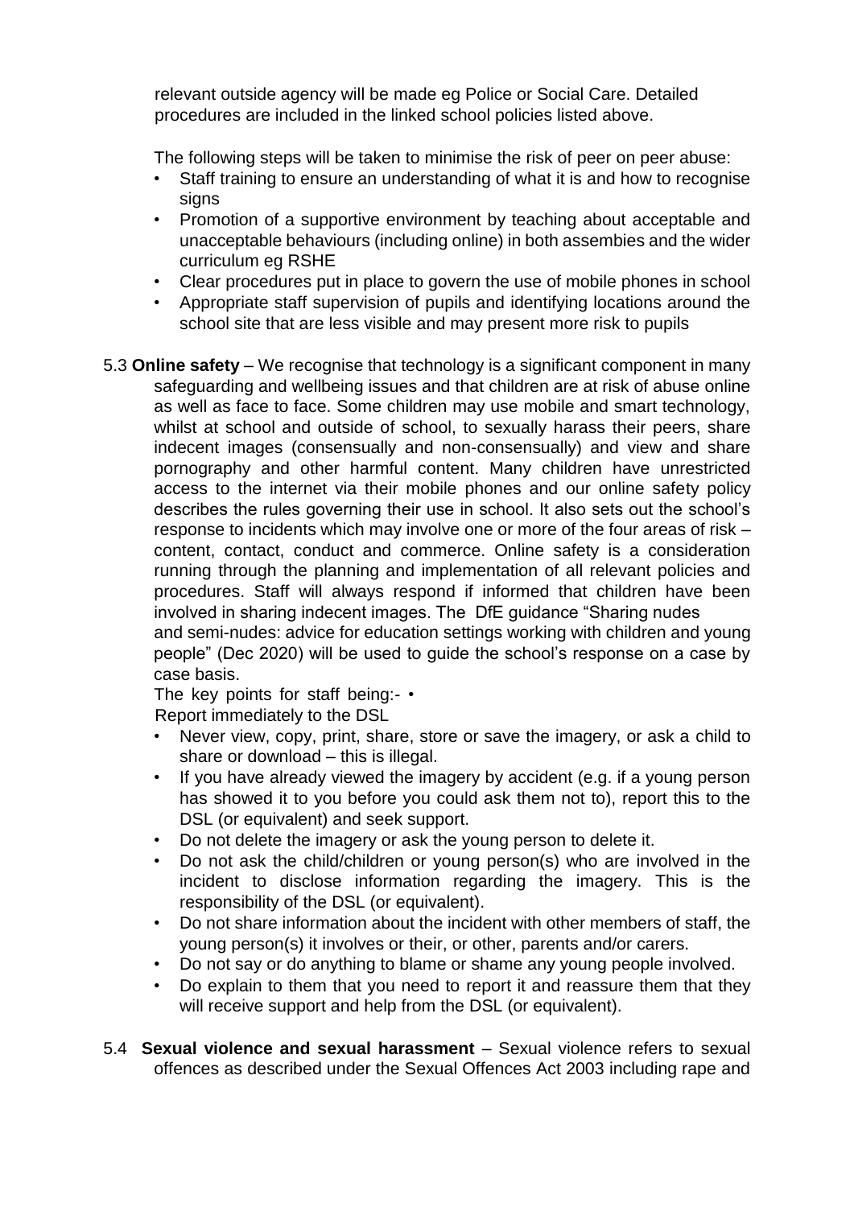relevant outside agency will be made eg Police or Social Care. Detailed procedures are included in the linked school policies listed above.

The following steps will be taken to minimise the risk of peer on peer abuse:

- Staff training to ensure an understanding of what it is and how to recognise signs
- Promotion of a supportive environment by teaching about acceptable and unacceptable behaviours (including online) in both assembies and the wider curriculum eg RSHE
- Clear procedures put in place to govern the use of mobile phones in school
- Appropriate staff supervision of pupils and identifying locations around the school site that are less visible and may present more risk to pupils

5.3 **Online safety** – We recognise that technology is a significant component in many safeguarding and wellbeing issues and that children are at risk of abuse online as well as face to face. Some children may use mobile and smart technology, whilst at school and outside of school, to sexually harass their peers, share indecent images (consensually and non-consensually) and view and share pornography and other harmful content. Many children have unrestricted access to the internet via their mobile phones and our online safety policy describes the rules governing their use in school. It also sets out the school's response to incidents which may involve one or more of the four areas of risk – content, contact, conduct and commerce. Online safety is a consideration running through the planning and implementation of all relevant policies and procedures. Staff will always respond if informed that children have been involved in sharing indecent images. The DfE guidance "Sharing nudes and semi-nudes: advice for education settings working with children and young people" (Dec 2020) will be used to guide the school's response on a case by case basis.

The key points for staff being:-

- Report immediately to the DSL
- Never view, copy, print, share, store or save the imagery, or ask a child to share or download – this is illegal.
- If you have already viewed the imagery by accident (e.g. if a young person has showed it to you before you could ask them not to), report this to the DSL (or equivalent) and seek support.
- Do not delete the imagery or ask the young person to delete it.
- Do not ask the child/children or young person(s) who are involved in the incident to disclose information regarding the imagery. This is the responsibility of the DSL (or equivalent).
- Do not share information about the incident with other members of staff, the young person(s) it involves or their, or other, parents and/or carers.
- Do not say or do anything to blame or shame any young people involved.
- Do explain to them that you need to report it and reassure them that they will receive support and help from the DSL (or equivalent).

5.4 **Sexual violence and sexual harassment** – Sexual violence refers to sexual offences as described under the Sexual Offences Act 2003 including rape and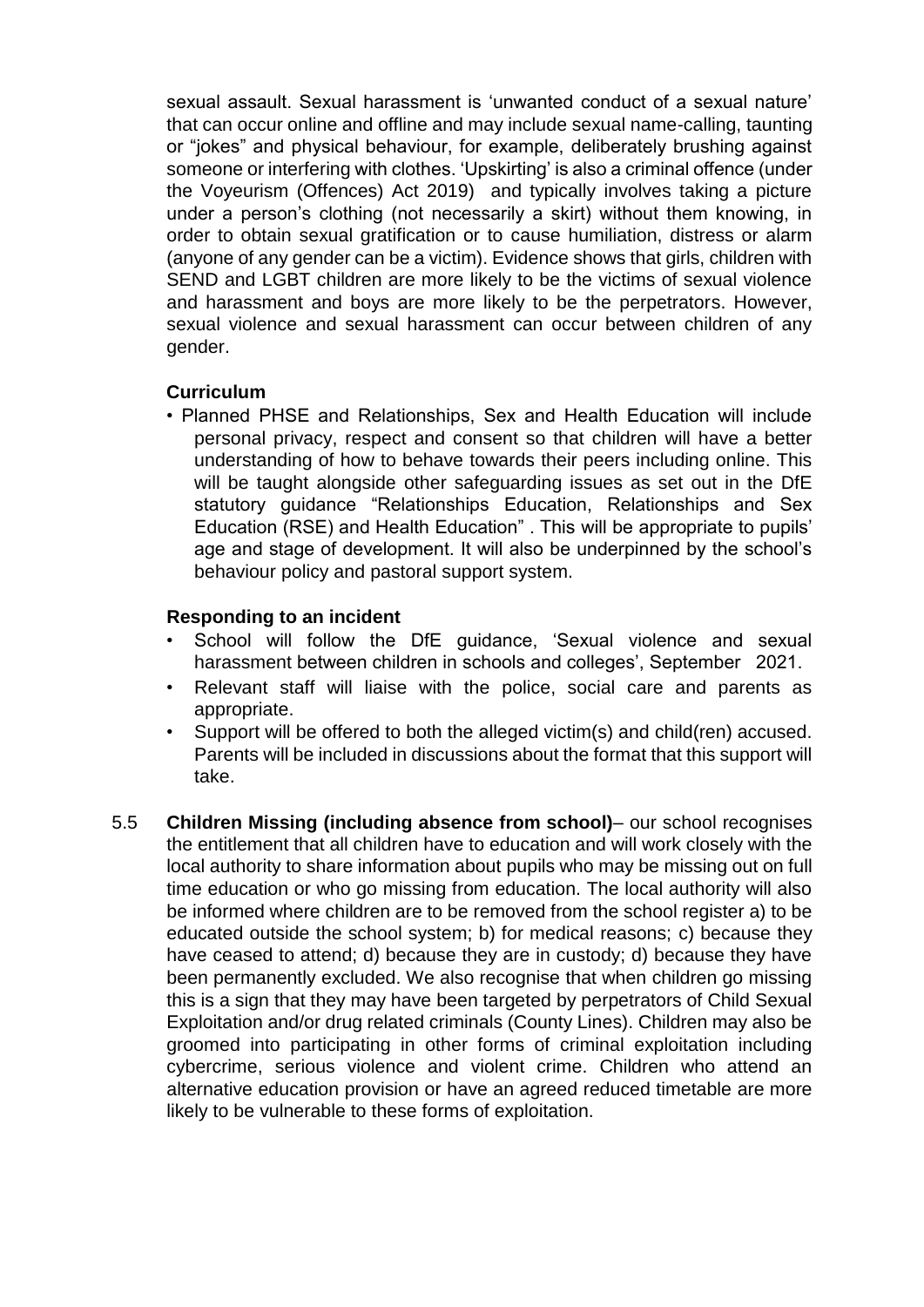sexual assault. Sexual harassment is 'unwanted conduct of a sexual nature' that can occur online and offline and may include sexual name-calling, taunting or "jokes" and physical behaviour, for example, deliberately brushing against someone or interfering with clothes. 'Upskirting' is also a criminal offence (under the Voyeurism (Offences) Act 2019) and typically involves taking a picture under a person's clothing (not necessarily a skirt) without them knowing, in order to obtain sexual gratification or to cause humiliation, distress or alarm (anyone of any gender can be a victim). Evidence shows that girls, children with SEND and LGBT children are more likely to be the victims of sexual violence and harassment and boys are more likely to be the perpetrators. However, sexual violence and sexual harassment can occur between children of any gender.

**Curriculum**

- Planned PHSE and Relationships, Sex and Health Education will include personal privacy, respect and consent so that children will have a better understanding of how to behave towards their peers including online. This will be taught alongside other safeguarding issues as set out in the DfE statutory guidance "Relationships Education, Relationships and Sex Education (RSE) and Health Education" . This will be appropriate to pupils' age and stage of development. It will also be underpinned by the school's behaviour policy and pastoral support system.

**Responding to an incident**

- School will follow the DfE guidance, 'Sexual violence and sexual harassment between children in schools and colleges', September 2021.
- Relevant staff will liaise with the police, social care and parents as appropriate.
- Support will be offered to both the alleged victim(s) and child(ren) accused. Parents will be included in discussions about the format that this support will take.

5.5 **Children Missing (including absence from school)**– our school recognises the entitlement that all children have to education and will work closely with the local authority to share information about pupils who may be missing out on full time education or who go missing from education. The local authority will also be informed where children are to be removed from the school register a) to be educated outside the school system; b) for medical reasons; c) because they have ceased to attend; d) because they are in custody; d) because they have been permanently excluded. We also recognise that when children go missing this is a sign that they may have been targeted by perpetrators of Child Sexual Exploitation and/or drug related criminals (County Lines). Children may also be groomed into participating in other forms of criminal exploitation including cybercrime, serious violence and violent crime. Children who attend an alternative education provision or have an agreed reduced timetable are more likely to be vulnerable to these forms of exploitation.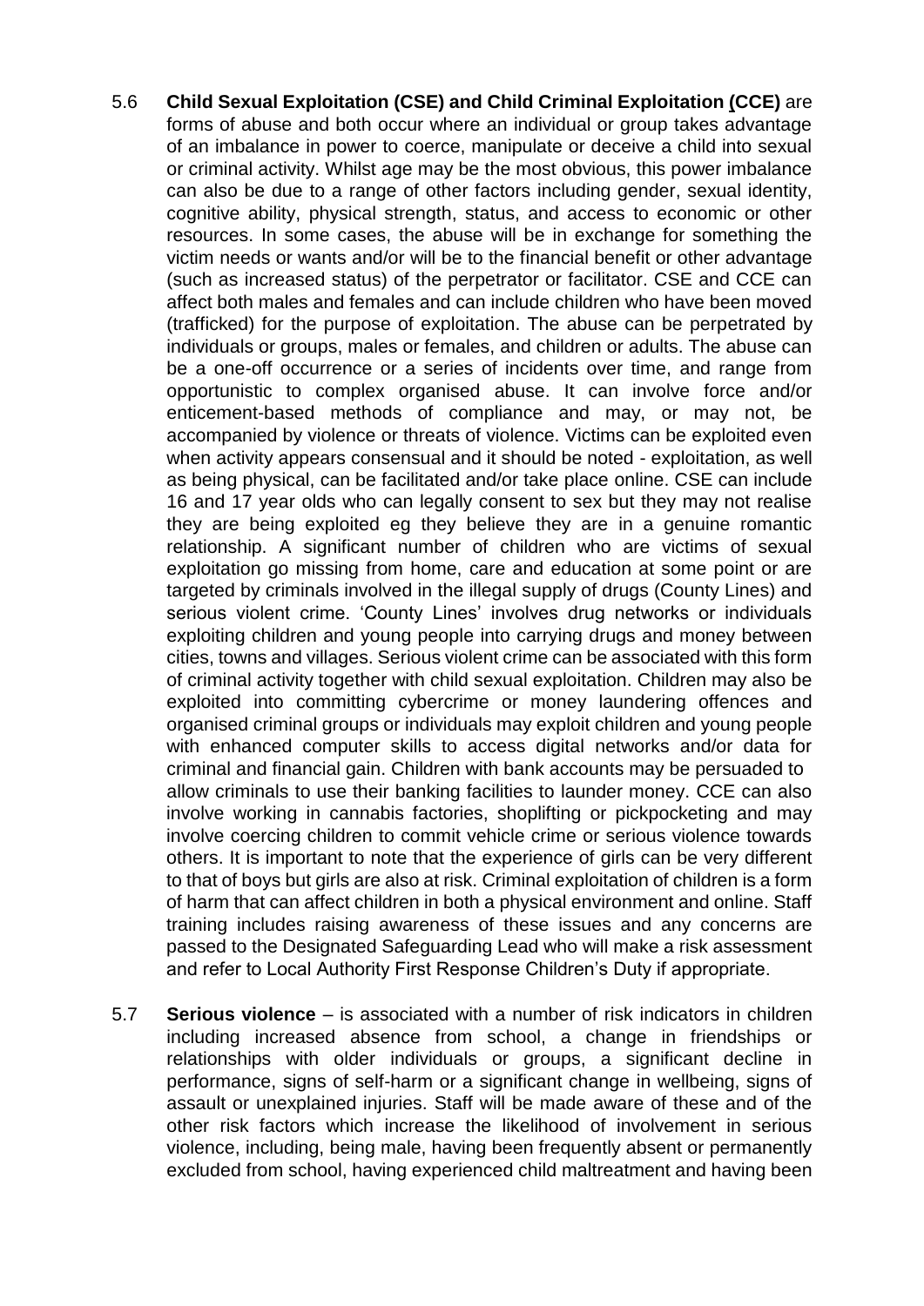5.6 **Child Sexual Exploitation (CSE) and Child Criminal Exploitation (CCE)** are forms of abuse and both occur where an individual or group takes advantage of an imbalance in power to coerce, manipulate or deceive a child into sexual or criminal activity. Whilst age may be the most obvious, this power imbalance can also be due to a range of other factors including gender, sexual identity, cognitive ability, physical strength, status, and access to economic or other resources. In some cases, the abuse will be in exchange for something the victim needs or wants and/or will be to the financial benefit or other advantage (such as increased status) of the perpetrator or facilitator. CSE and CCE can affect both males and females and can include children who have been moved (trafficked) for the purpose of exploitation. The abuse can be perpetrated by individuals or groups, males or females, and children or adults. The abuse can be a one-off occurrence or a series of incidents over time, and range from opportunistic to complex organised abuse. It can involve force and/or enticement-based methods of compliance and may, or may not, be accompanied by violence or threats of violence. Victims can be exploited even when activity appears consensual and it should be noted - exploitation, as well as being physical, can be facilitated and/or take place online. CSE can include 16 and 17 year olds who can legally consent to sex but they may not realise they are being exploited eg they believe they are in a genuine romantic relationship. A significant number of children who are victims of sexual exploitation go missing from home, care and education at some point or are targeted by criminals involved in the illegal supply of drugs (County Lines) and serious violent crime. 'County Lines' involves drug networks or individuals exploiting children and young people into carrying drugs and money between cities, towns and villages. Serious violent crime can be associated with this form of criminal activity together with child sexual exploitation. Children may also be exploited into committing cybercrime or money laundering offences and organised criminal groups or individuals may exploit children and young people with enhanced computer skills to access digital networks and/or data for criminal and financial gain. Children with bank accounts may be persuaded to allow criminals to use their banking facilities to launder money. CCE can also involve working in cannabis factories, shoplifting or pickpocketing and may involve coercing children to commit vehicle crime or serious violence towards others. It is important to note that the experience of girls can be very different to that of boys but girls are also at risk. Criminal exploitation of children is a form of harm that can affect children in both a physical environment and online. Staff training includes raising awareness of these issues and any concerns are passed to the Designated Safeguarding Lead who will make a risk assessment and refer to Local Authority First Response Children's Duty if appropriate.

5.7 **Serious violence** – is associated with a number of risk indicators in children including increased absence from school, a change in friendships or relationships with older individuals or groups, a significant decline in performance, signs of self-harm or a significant change in wellbeing, signs of assault or unexplained injuries. Staff will be made aware of these and of the other risk factors which increase the likelihood of involvement in serious violence, including, being male, having been frequently absent or permanently excluded from school, having experienced child maltreatment and having been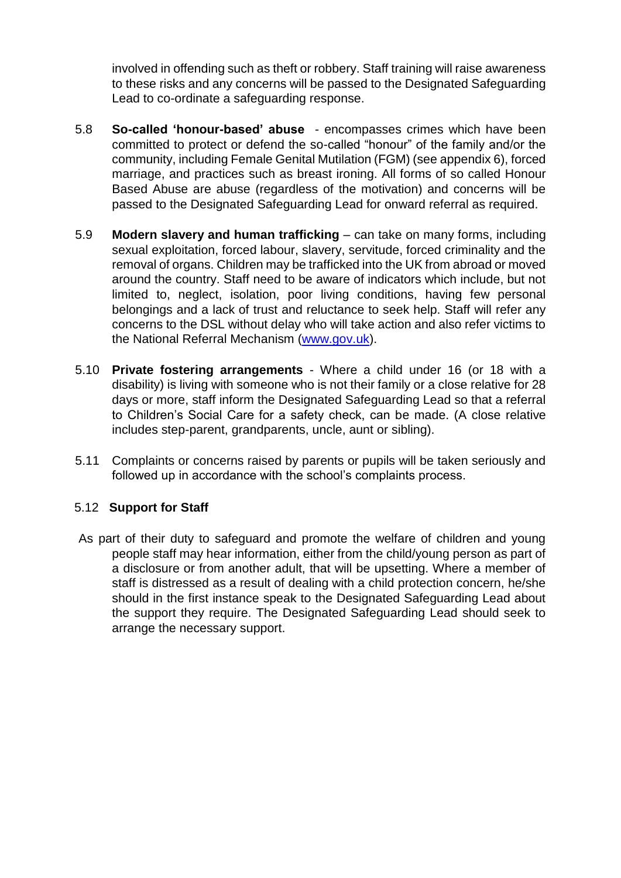involved in offending such as theft or robbery. Staff training will raise awareness to these risks and any concerns will be passed to the Designated Safeguarding Lead to co-ordinate a safeguarding response.

5.8 **So-called 'honour-based' abuse** - encompasses crimes which have been committed to protect or defend the so-called "honour" of the family and/or the community, including Female Genital Mutilation (FGM) (see appendix 6), forced marriage, and practices such as breast ironing. All forms of so called Honour Based Abuse are abuse (regardless of the motivation) and concerns will be passed to the Designated Safeguarding Lead for onward referral as required.

5.9 **Modern slavery and human trafficking** – can take on many forms, including sexual exploitation, forced labour, slavery, servitude, forced criminality and the removal of organs. Children may be trafficked into the UK from abroad or moved around the country. Staff need to be aware of indicators which include, but not limited to, neglect, isolation, poor living conditions, having few personal belongings and a lack of trust and reluctance to seek help. Staff will refer any concerns to the DSL without delay who will take action and also refer victims to the National Referral Mechanism ([www.gov.uk](http://www.gov.uk)).

5.10 **Private fostering arrangements** - Where a child under 16 (or 18 with a disability) is living with someone who is not their family or a close relative for 28 days or more, staff inform the Designated Safeguarding Lead so that a referral to Children's Social Care for a safety check, can be made. (A close relative includes step-parent, grandparents, uncle, aunt or sibling).

5.11 Complaints or concerns raised by parents or pupils will be taken seriously and followed up in accordance with the school's complaints process.

5.12 **Support for Staff**

As part of their duty to safeguard and promote the welfare of children and young people staff may hear information, either from the child/young person as part of a disclosure or from another adult, that will be upsetting. Where a member of staff is distressed as a result of dealing with a child protection concern, he/she should in the first instance speak to the Designated Safeguarding Lead about the support they require. The Designated Safeguarding Lead should seek to arrange the necessary support.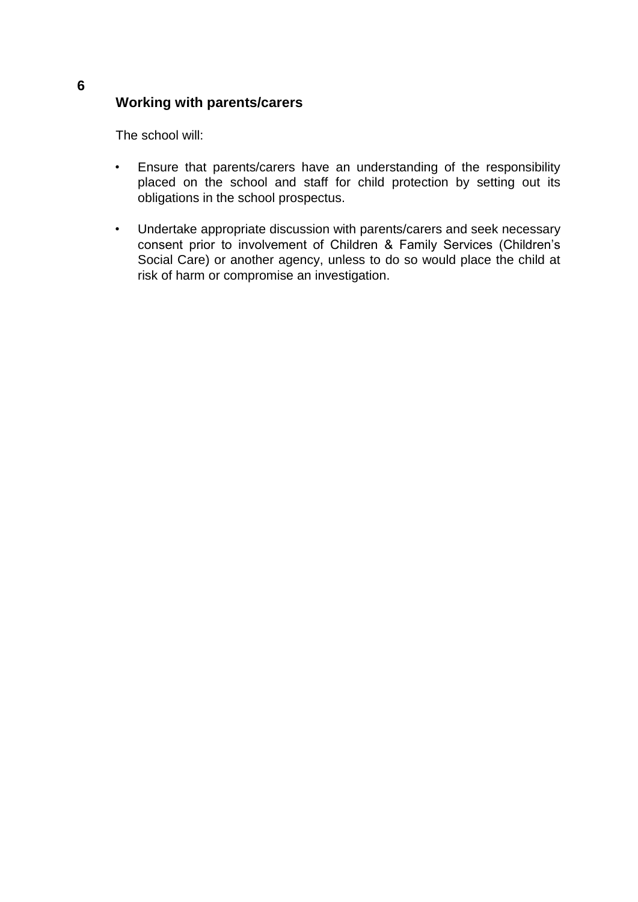## 6 Working with parents/carers

The school will:

- Ensure that parents/carers have an understanding of the responsibility placed on the school and staff for child protection by setting out its obligations in the school prospectus.
- Undertake appropriate discussion with parents/carers and seek necessary consent prior to involvement of Children & Family Services (Children's Social Care) or another agency, unless to do so would place the child at risk of harm or compromise an investigation.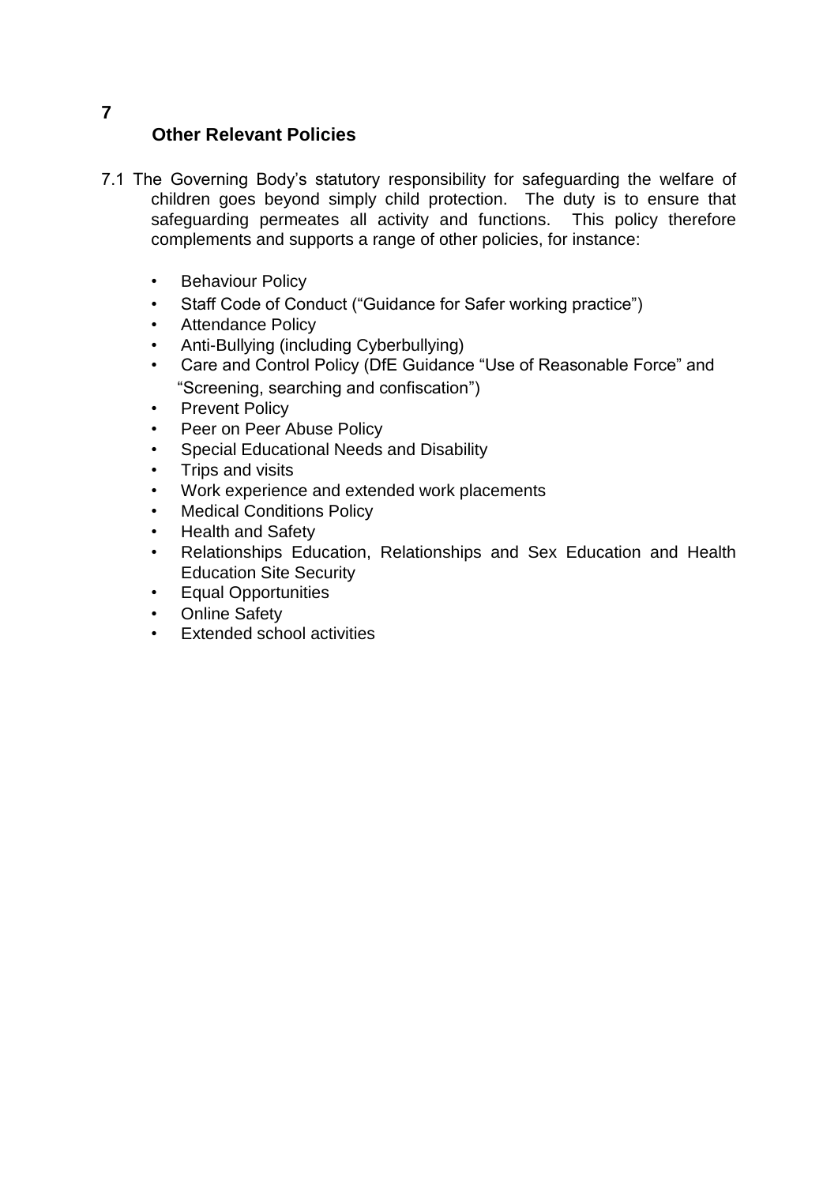## 7 Other Relevant Policies

7.1 The Governing Body's statutory responsibility for safeguarding the welfare of children goes beyond simply child protection. The duty is to ensure that safeguarding permeates all activity and functions. This policy therefore complements and supports a range of other policies, for instance:

- Behaviour Policy
- Staff Code of Conduct ("Guidance for Safer working practice")
- Attendance Policy
- Anti-Bullying (including Cyberbullying)
- Care and Control Policy (DfE Guidance "Use of Reasonable Force" and "Screening, searching and confiscation")
- Prevent Policy
- Peer on Peer Abuse Policy
- Special Educational Needs and Disability
- Trips and visits
- Work experience and extended work placements
- Medical Conditions Policy
- Health and Safety
- Relationships Education, Relationships and Sex Education and Health Education Site Security
- Equal Opportunities
- Online Safety
- Extended school activities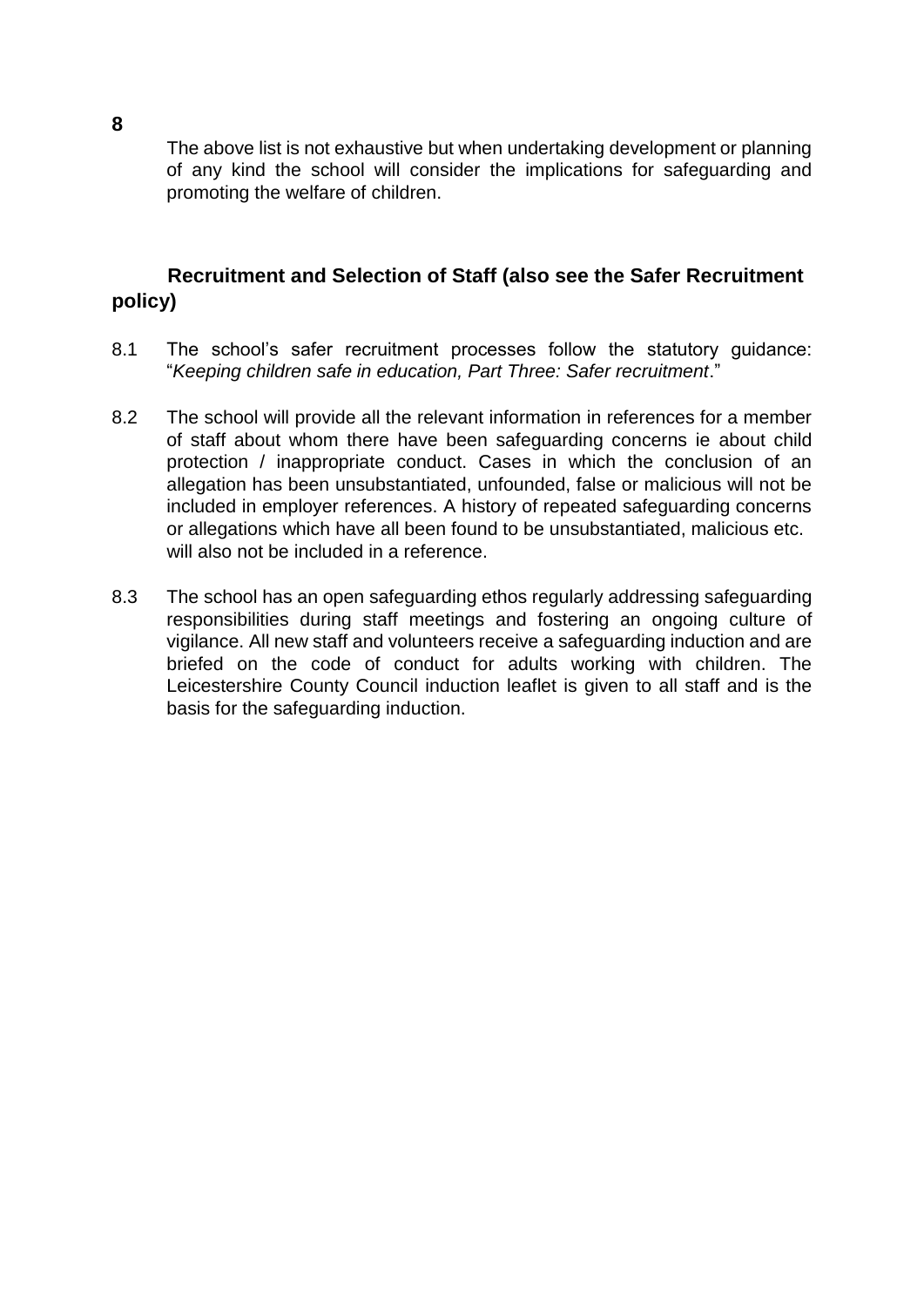The above list is not exhaustive but when undertaking development or planning of any kind the school will consider the implications for safeguarding and promoting the welfare of children.

## 8 Recruitment and Selection of Staff (also see the Safer Recruitment policy)

8.1 The school's safer recruitment processes follow the statutory guidance: "*Keeping children safe in education, Part Three: Safer recruitment*."

8.2 The school will provide all the relevant information in references for a member of staff about whom there have been safeguarding concerns ie about child protection / inappropriate conduct. Cases in which the conclusion of an allegation has been unsubstantiated, unfounded, false or malicious will not be included in employer references. A history of repeated safeguarding concerns or allegations which have all been found to be unsubstantiated, malicious etc. will also not be included in a reference.

8.3 The school has an open safeguarding ethos regularly addressing safeguarding responsibilities during staff meetings and fostering an ongoing culture of vigilance. All new staff and volunteers receive a safeguarding induction and are briefed on the code of conduct for adults working with children. The Leicestershire County Council induction leaflet is given to all staff and is the basis for the safeguarding induction.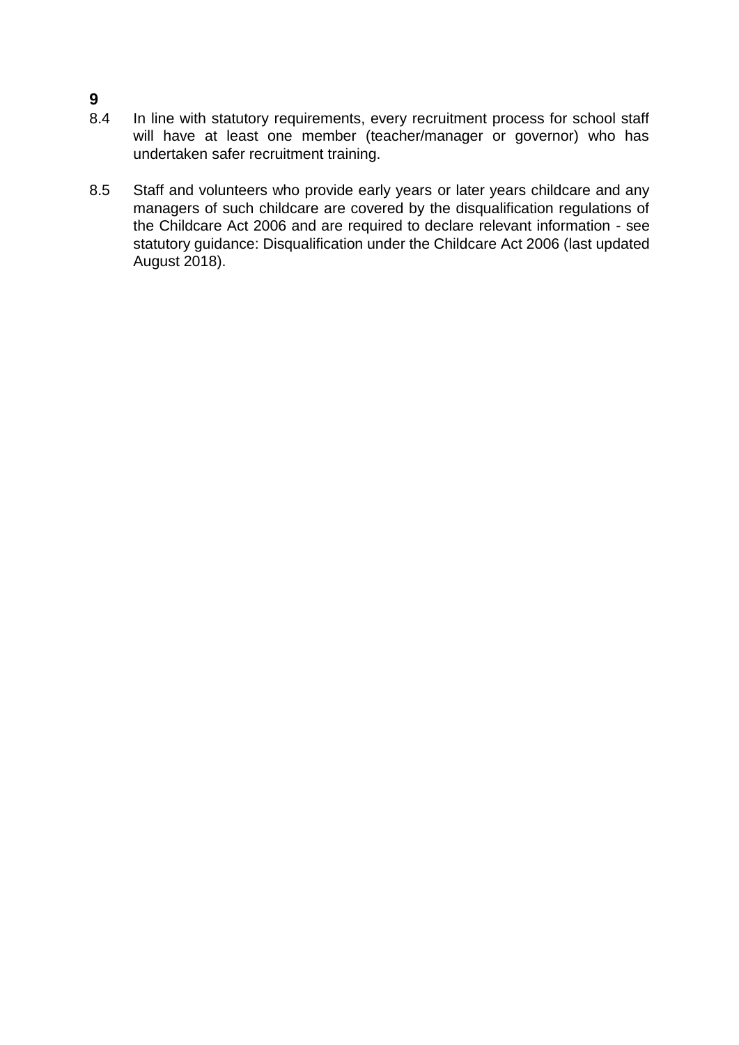8.4 In line with statutory requirements, every recruitment process for school staff will have at least one member (teacher/manager or governor) who has undertaken safer recruitment training.

8.5 Staff and volunteers who provide early years or later years childcare and any managers of such childcare are covered by the disqualification regulations of the Childcare Act 2006 and are required to declare relevant information - see statutory guidance: Disqualification under the Childcare Act 2006 (last updated August 2018).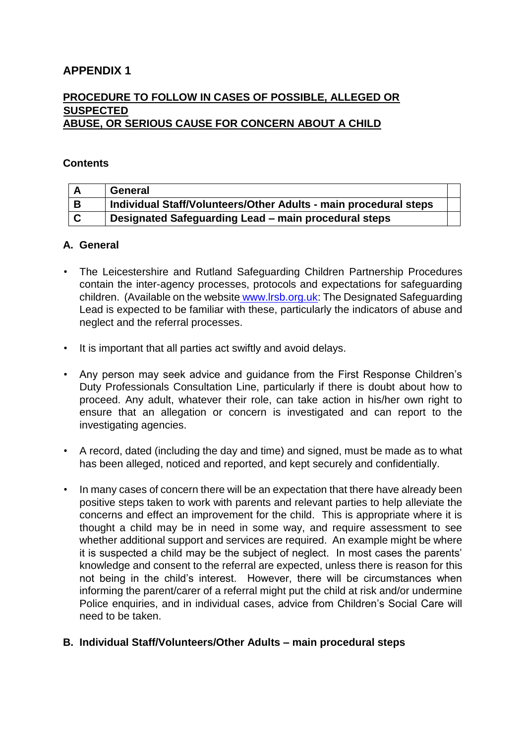## APPENDIX 1

### PROCEDURE TO FOLLOW IN CASES OF POSSIBLE, ALLEGED OR SUSPECTED ABUSE, OR SERIOUS CAUSE FOR CONCERN ABOUT A CHILD

**Contents**

| A | General | |
|---|---|---|
| B | Individual Staff/Volunteers/Other Adults - main procedural steps | |
| C | Designated Safeguarding Lead – main procedural steps | |

### A. General

- The Leicestershire and Rutland Safeguarding Children Partnership Procedures contain the inter-agency processes, protocols and expectations for safeguarding children. (Available on the website [www.lrsb.org.uk](www.lrsb.org.uk): The Designated Safeguarding Lead is expected to be familiar with these, particularly the indicators of abuse and neglect and the referral processes.
- It is important that all parties act swiftly and avoid delays.
- Any person may seek advice and guidance from the First Response Children's Duty Professionals Consultation Line, particularly if there is doubt about how to proceed. Any adult, whatever their role, can take action in his/her own right to ensure that an allegation or concern is investigated and can report to the investigating agencies.
- A record, dated (including the day and time) and signed, must be made as to what has been alleged, noticed and reported, and kept securely and confidentially.
- In many cases of concern there will be an expectation that there have already been positive steps taken to work with parents and relevant parties to help alleviate the concerns and effect an improvement for the child. This is appropriate where it is thought a child may be in need in some way, and require assessment to see whether additional support and services are required. An example might be where it is suspected a child may be the subject of neglect. In most cases the parents' knowledge and consent to the referral are expected, unless there is reason for this not being in the child's interest. However, there will be circumstances when informing the parent/carer of a referral might put the child at risk and/or undermine Police enquiries, and in individual cases, advice from Children's Social Care will need to be taken.

### B. Individual Staff/Volunteers/Other Adults – main procedural steps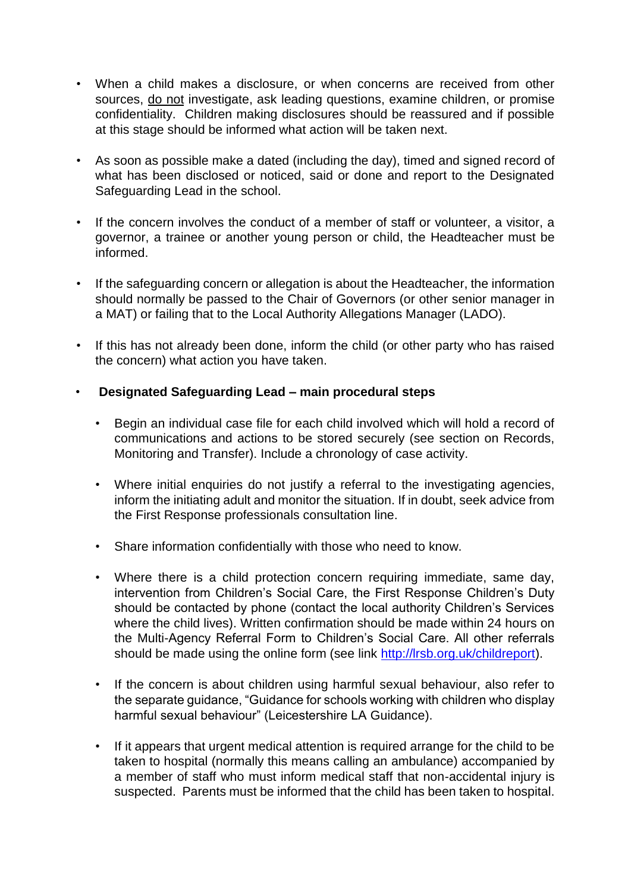- When a child makes a disclosure, or when concerns are received from other sources, <u>do not</u> investigate, ask leading questions, examine children, or promise confidentiality. Children making disclosures should be reassured and if possible at this stage should be informed what action will be taken next.

- As soon as possible make a dated (including the day), timed and signed record of what has been disclosed or noticed, said or done and report to the Designated Safeguarding Lead in the school.

- If the concern involves the conduct of a member of staff or volunteer, a visitor, a governor, a trainee or another young person or child, the Headteacher must be informed.

- If the safeguarding concern or allegation is about the Headteacher, the information should normally be passed to the Chair of Governors (or other senior manager in a MAT) or failing that to the Local Authority Allegations Manager (LADO).

- If this has not already been done, inform the child (or other party who has raised the concern) what action you have taken.

- **Designated Safeguarding Lead – main procedural steps**

  - Begin an individual case file for each child involved which will hold a record of communications and actions to be stored securely (see section on Records, Monitoring and Transfer). Include a chronology of case activity.

  - Where initial enquiries do not justify a referral to the investigating agencies, inform the initiating adult and monitor the situation. If in doubt, seek advice from the First Response professionals consultation line.

  - Share information confidentially with those who need to know.

  - Where there is a child protection concern requiring immediate, same day, intervention from Children's Social Care, the First Response Children's Duty should be contacted by phone (contact the local authority Children's Services where the child lives). Written confirmation should be made within 24 hours on the Multi-Agency Referral Form to Children's Social Care. All other referrals should be made using the online form (see link [http://lrsb.org.uk/childreport](http://lrsb.org.uk/childreport)).

  - If the concern is about children using harmful sexual behaviour, also refer to the separate guidance, "Guidance for schools working with children who display harmful sexual behaviour" (Leicestershire LA Guidance).

  - If it appears that urgent medical attention is required arrange for the child to be taken to hospital (normally this means calling an ambulance) accompanied by a member of staff who must inform medical staff that non-accidental injury is suspected. Parents must be informed that the child has been taken to hospital.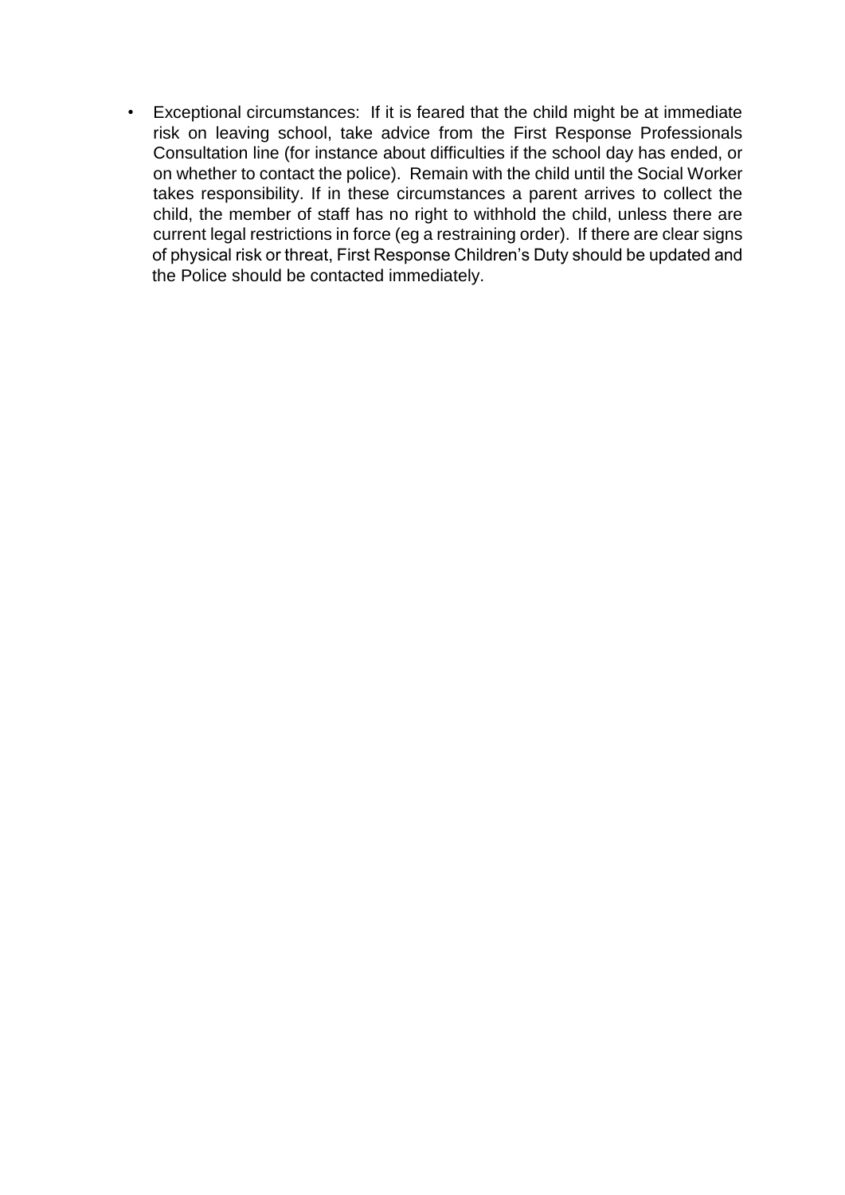- Exceptional circumstances: If it is feared that the child might be at immediate risk on leaving school, take advice from the First Response Professionals Consultation line (for instance about difficulties if the school day has ended, or on whether to contact the police). Remain with the child until the Social Worker takes responsibility. If in these circumstances a parent arrives to collect the child, the member of staff has no right to withhold the child, unless there are current legal restrictions in force (eg a restraining order). If there are clear signs of physical risk or threat, First Response Children's Duty should be updated and the Police should be contacted immediately.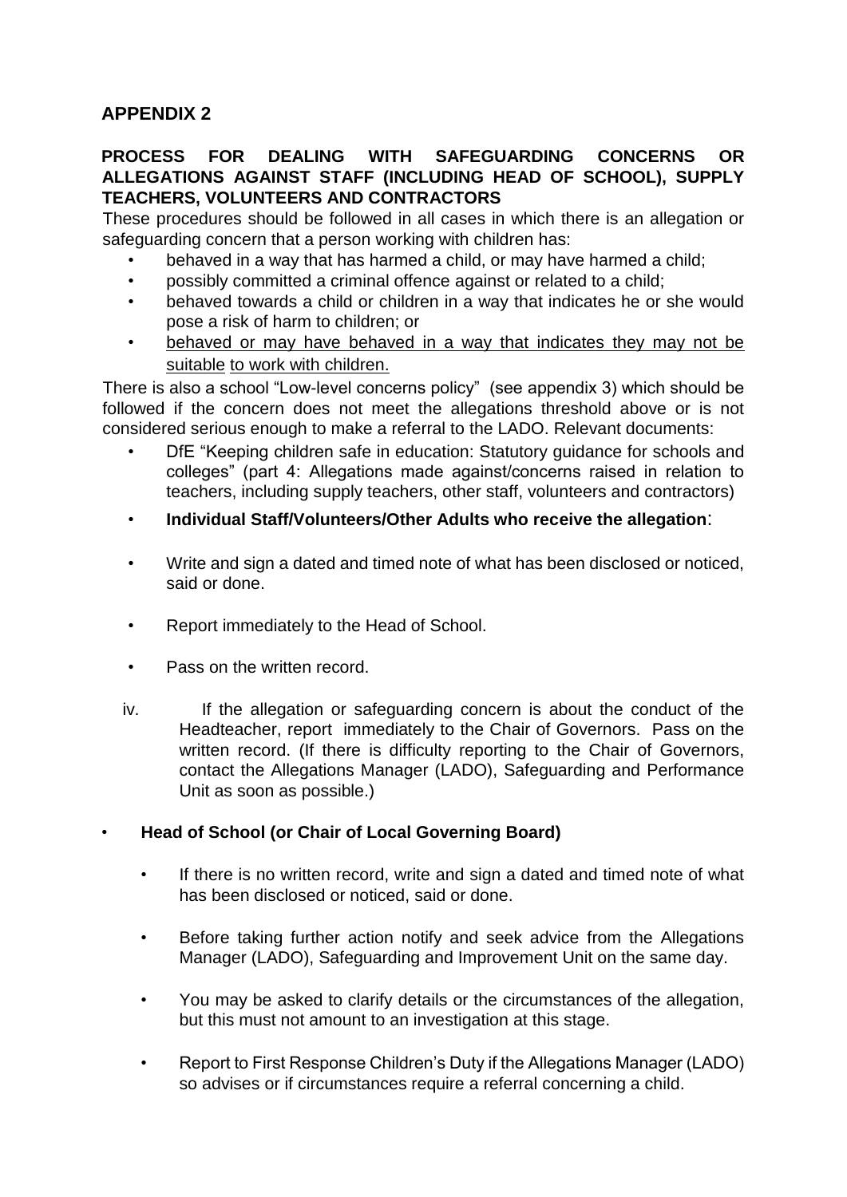## APPENDIX 2

### PROCESS FOR DEALING WITH SAFEGUARDING CONCERNS OR ALLEGATIONS AGAINST STAFF (INCLUDING HEAD OF SCHOOL), SUPPLY TEACHERS, VOLUNTEERS AND CONTRACTORS

These procedures should be followed in all cases in which there is an allegation or safeguarding concern that a person working with children has:

- behaved in a way that has harmed a child, or may have harmed a child;
- possibly committed a criminal offence against or related to a child;
- behaved towards a child or children in a way that indicates he or she would pose a risk of harm to children; or
- behaved or may have behaved in a way that indicates they may not be suitable to work with children.

There is also a school "Low-level concerns policy" (see appendix 3) which should be followed if the concern does not meet the allegations threshold above or is not considered serious enough to make a referral to the LADO. Relevant documents:

- DfE "Keeping children safe in education: Statutory guidance for schools and colleges" (part 4: Allegations made against/concerns raised in relation to teachers, including supply teachers, other staff, volunteers and contractors)
- **Individual Staff/Volunteers/Other Adults who receive the allegation**:
- Write and sign a dated and timed note of what has been disclosed or noticed, said or done.
- Report immediately to the Head of School.
- Pass on the written record.

iv. If the allegation or safeguarding concern is about the conduct of the Headteacher, report immediately to the Chair of Governors. Pass on the written record. (If there is difficulty reporting to the Chair of Governors, contact the Allegations Manager (LADO), Safeguarding and Performance Unit as soon as possible.)

- **Head of School (or Chair of Local Governing Board)**
  - If there is no written record, write and sign a dated and timed note of what has been disclosed or noticed, said or done.
  - Before taking further action notify and seek advice from the Allegations Manager (LADO), Safeguarding and Improvement Unit on the same day.
  - You may be asked to clarify details or the circumstances of the allegation, but this must not amount to an investigation at this stage.
  - Report to First Response Children's Duty if the Allegations Manager (LADO) so advises or if circumstances require a referral concerning a child.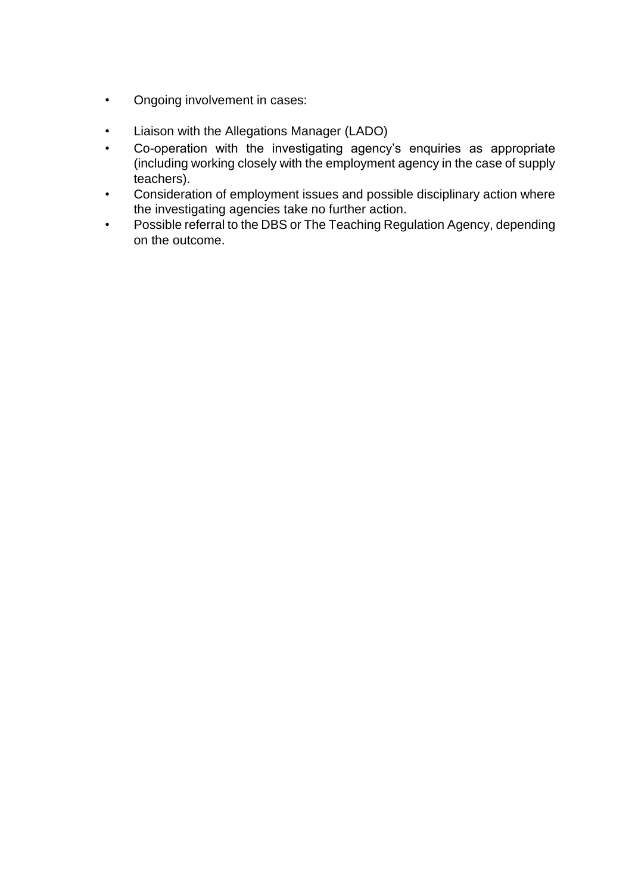- Ongoing involvement in cases:

- Liaison with the Allegations Manager (LADO)
- Co-operation with the investigating agency's enquiries as appropriate (including working closely with the employment agency in the case of supply teachers).
- Consideration of employment issues and possible disciplinary action where the investigating agencies take no further action.
- Possible referral to the DBS or The Teaching Regulation Agency, depending on the outcome.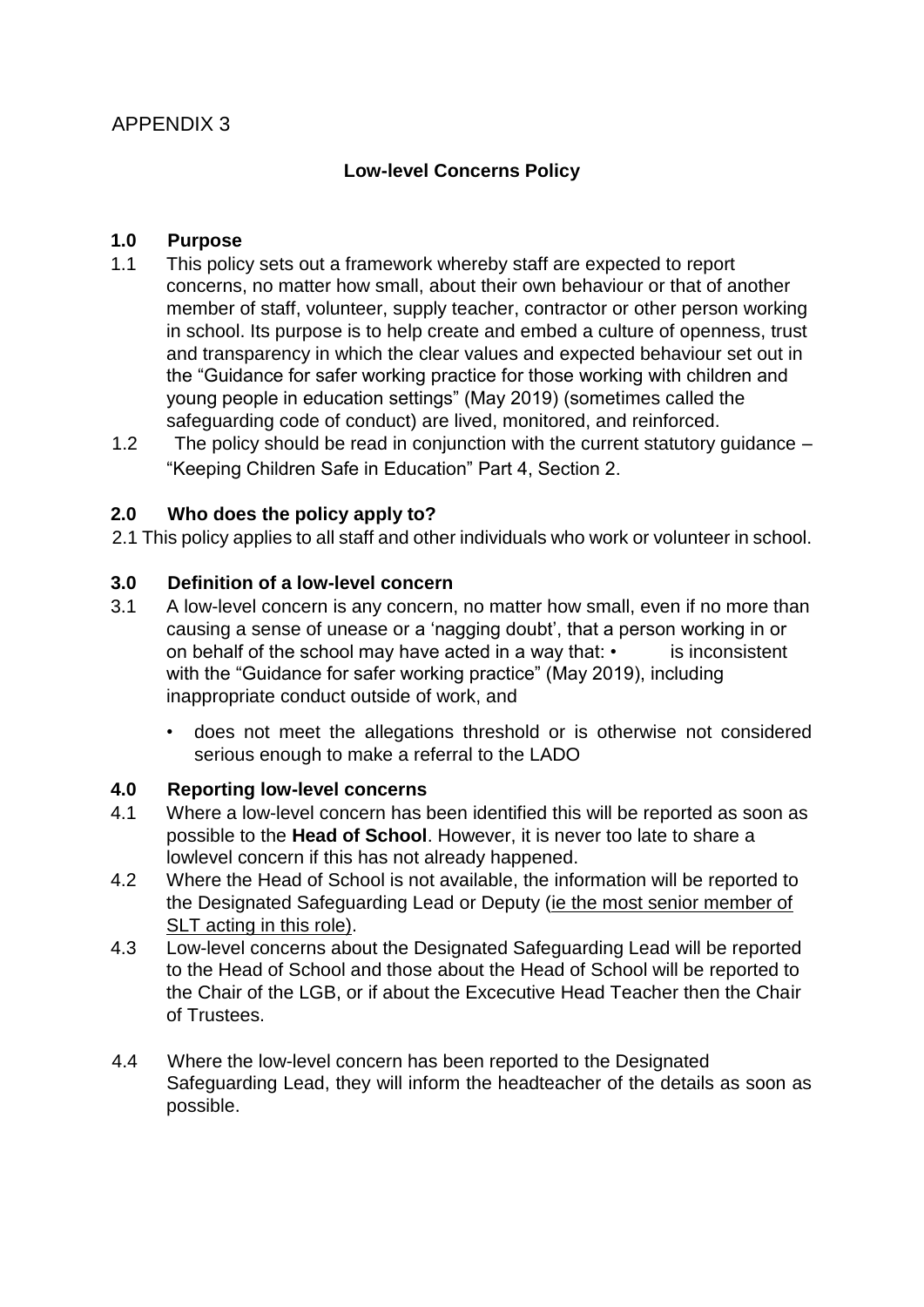APPENDIX 3

## Low-level Concerns Policy

### 1.0 Purpose

1.1 This policy sets out a framework whereby staff are expected to report concerns, no matter how small, about their own behaviour or that of another member of staff, volunteer, supply teacher, contractor or other person working in school. Its purpose is to help create and embed a culture of openness, trust and transparency in which the clear values and expected behaviour set out in the "Guidance for safer working practice for those working with children and young people in education settings" (May 2019) (sometimes called the safeguarding code of conduct) are lived, monitored, and reinforced.

1.2 The policy should be read in conjunction with the current statutory guidance – "Keeping Children Safe in Education" Part 4, Section 2.

### 2.0 Who does the policy apply to?

2.1 This policy applies to all staff and other individuals who work or volunteer in school.

### 3.0 Definition of a low-level concern

3.1 A low-level concern is any concern, no matter how small, even if no more than causing a sense of unease or a 'nagging doubt', that a person working in or on behalf of the school may have acted in a way that: • is inconsistent with the "Guidance for safer working practice" (May 2019), including inappropriate conduct outside of work, and

- does not meet the allegations threshold or is otherwise not considered serious enough to make a referral to the LADO

### 4.0 Reporting low-level concerns

4.1 Where a low-level concern has been identified this will be reported as soon as possible to the **Head of School**. However, it is never too late to share a lowlevel concern if this has not already happened.

4.2 Where the Head of School is not available, the information will be reported to the Designated Safeguarding Lead or Deputy (ie the most senior member of SLT acting in this role).

4.3 Low-level concerns about the Designated Safeguarding Lead will be reported to the Head of School and those about the Head of School will be reported to the Chair of the LGB, or if about the Excecutive Head Teacher then the Chair of Trustees.

4.4 Where the low-level concern has been reported to the Designated Safeguarding Lead, they will inform the headteacher of the details as soon as possible.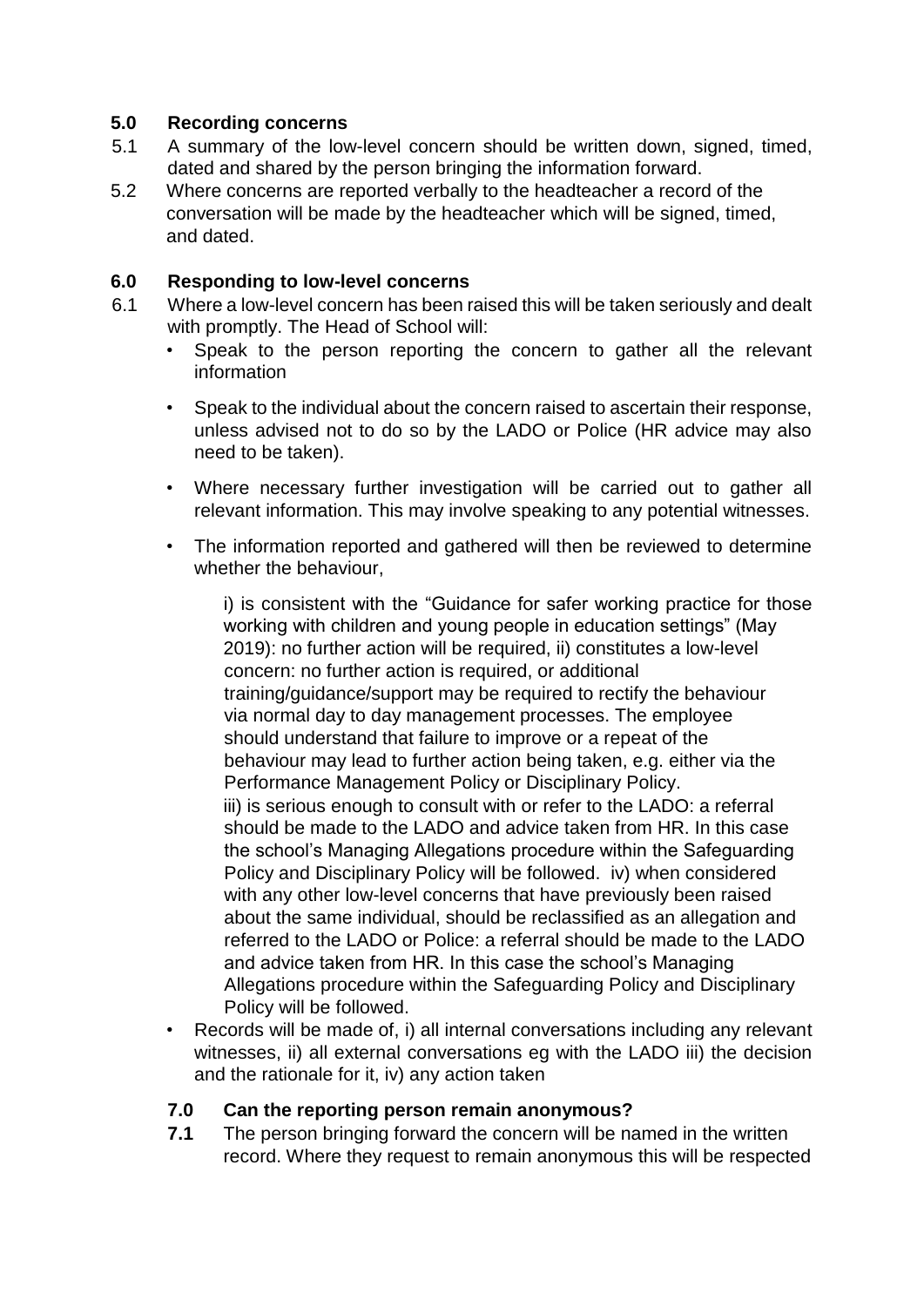## 5.0 Recording concerns

5.1 A summary of the low-level concern should be written down, signed, timed, dated and shared by the person bringing the information forward.

5.2 Where concerns are reported verbally to the headteacher a record of the conversation will be made by the headteacher which will be signed, timed, and dated.

## 6.0 Responding to low-level concerns

6.1 Where a low-level concern has been raised this will be taken seriously and dealt with promptly. The Head of School will:

- Speak to the person reporting the concern to gather all the relevant information
- Speak to the individual about the concern raised to ascertain their response, unless advised not to do so by the LADO or Police (HR advice may also need to be taken).
- Where necessary further investigation will be carried out to gather all relevant information. This may involve speaking to any potential witnesses.
- The information reported and gathered will then be reviewed to determine whether the behaviour,

  i) is consistent with the "Guidance for safer working practice for those working with children and young people in education settings" (May 2019): no further action will be required, ii) constitutes a low-level concern: no further action is required, or additional training/guidance/support may be required to rectify the behaviour via normal day to day management processes. The employee should understand that failure to improve or a repeat of the behaviour may lead to further action being taken, e.g. either via the Performance Management Policy or Disciplinary Policy.
  iii) is serious enough to consult with or refer to the LADO: a referral should be made to the LADO and advice taken from HR. In this case the school's Managing Allegations procedure within the Safeguarding Policy and Disciplinary Policy will be followed. iv) when considered with any other low-level concerns that have previously been raised about the same individual, should be reclassified as an allegation and referred to the LADO or Police: a referral should be made to the LADO and advice taken from HR. In this case the school's Managing Allegations procedure within the Safeguarding Policy and Disciplinary Policy will be followed.
- Records will be made of, i) all internal conversations including any relevant witnesses, ii) all external conversations eg with the LADO iii) the decision and the rationale for it, iv) any action taken

## 7.0 Can the reporting person remain anonymous?

**7.1** The person bringing forward the concern will be named in the written record. Where they request to remain anonymous this will be respected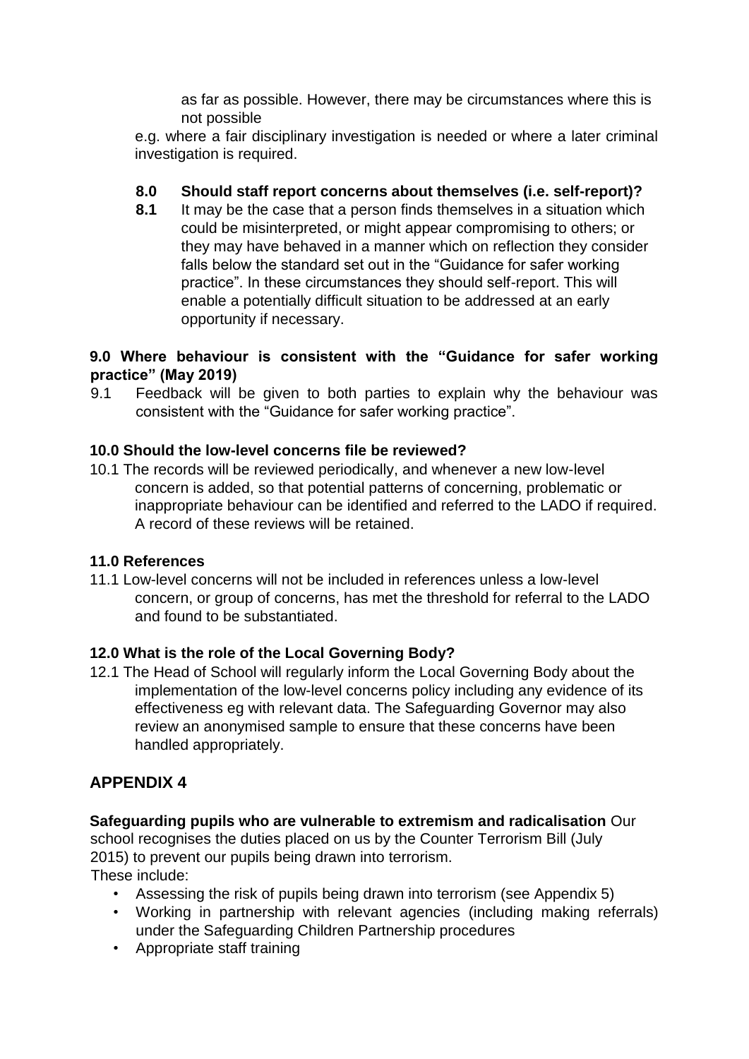as far as possible. However, there may be circumstances where this is not possible

e.g. where a fair disciplinary investigation is needed or where a later criminal investigation is required.

**8.0 Should staff report concerns about themselves (i.e. self-report)?**

**8.1** It may be the case that a person finds themselves in a situation which could be misinterpreted, or might appear compromising to others; or they may have behaved in a manner which on reflection they consider falls below the standard set out in the "Guidance for safer working practice". In these circumstances they should self-report. This will enable a potentially difficult situation to be addressed at an early opportunity if necessary.

**9.0 Where behaviour is consistent with the "Guidance for safer working practice" (May 2019)**

9.1 Feedback will be given to both parties to explain why the behaviour was consistent with the "Guidance for safer working practice".

**10.0 Should the low-level concerns file be reviewed?**

10.1 The records will be reviewed periodically, and whenever a new low-level concern is added, so that potential patterns of concerning, problematic or inappropriate behaviour can be identified and referred to the LADO if required. A record of these reviews will be retained.

**11.0 References**

11.1 Low-level concerns will not be included in references unless a low-level concern, or group of concerns, has met the threshold for referral to the LADO and found to be substantiated.

**12.0 What is the role of the Local Governing Body?**

12.1 The Head of School will regularly inform the Local Governing Body about the implementation of the low-level concerns policy including any evidence of its effectiveness eg with relevant data. The Safeguarding Governor may also review an anonymised sample to ensure that these concerns have been handled appropriately.

## APPENDIX 4

**Safeguarding pupils who are vulnerable to extremism and radicalisation** Our school recognises the duties placed on us by the Counter Terrorism Bill (July 2015) to prevent our pupils being drawn into terrorism.

These include:

- Assessing the risk of pupils being drawn into terrorism (see Appendix 5)
- Working in partnership with relevant agencies (including making referrals) under the Safeguarding Children Partnership procedures
- Appropriate staff training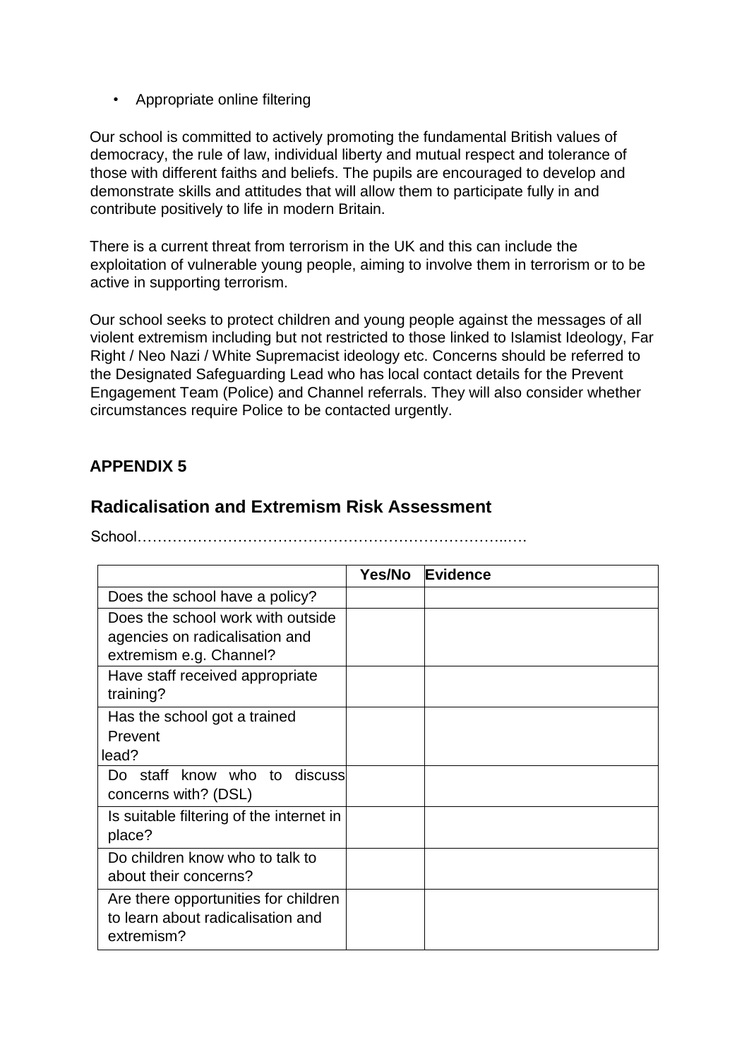- Appropriate online filtering

Our school is committed to actively promoting the fundamental British values of democracy, the rule of law, individual liberty and mutual respect and tolerance of those with different faiths and beliefs. The pupils are encouraged to develop and demonstrate skills and attitudes that will allow them to participate fully in and contribute positively to life in modern Britain.

There is a current threat from terrorism in the UK and this can include the exploitation of vulnerable young people, aiming to involve them in terrorism or to be active in supporting terrorism.

Our school seeks to protect children and young people against the messages of all violent extremism including but not restricted to those linked to Islamist Ideology, Far Right / Neo Nazi / White Supremacist ideology etc. Concerns should be referred to the Designated Safeguarding Lead who has local contact details for the Prevent Engagement Team (Police) and Channel referrals. They will also consider whether circumstances require Police to be contacted urgently.

## APPENDIX 5

## Radicalisation and Extremism Risk Assessment

School…………………………………………………………………..….

| | Yes/No | Evidence |
|---|---|---|
| Does the school have a policy? | | |
| Does the school work with outside agencies on radicalisation and extremism e.g. Channel? | | |
| Have staff received appropriate training? | | |
| Has the school got a trained Prevent lead? | | |
| Do staff know who to discuss concerns with? (DSL) | | |
| Is suitable filtering of the internet in place? | | |
| Do children know who to talk to about their concerns? | | |
| Are there opportunities for children to learn about radicalisation and extremism? | | |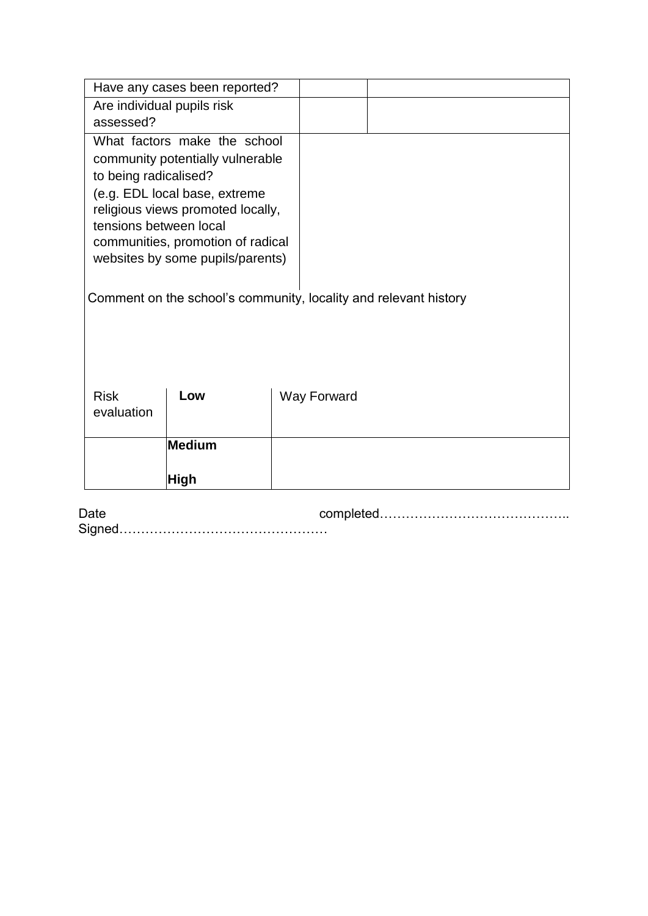| Have any cases been reported? | | |
|---|---|---|
| Are individual pupils risk assessed? | | |
| What factors make the school community potentially vulnerable to being radicalised?<br>(e.g. EDL local base, extreme religious views promoted locally, tensions between local communities, promotion of radical websites by some pupils/parents) | | |

Comment on the school's community, locality and relevant history

| Risk evaluation | **Low** | Way Forward |
|---|---|---|
| | **Medium**<br><br>**High** | |

Date completed……………………………………..
Signed…………………………………………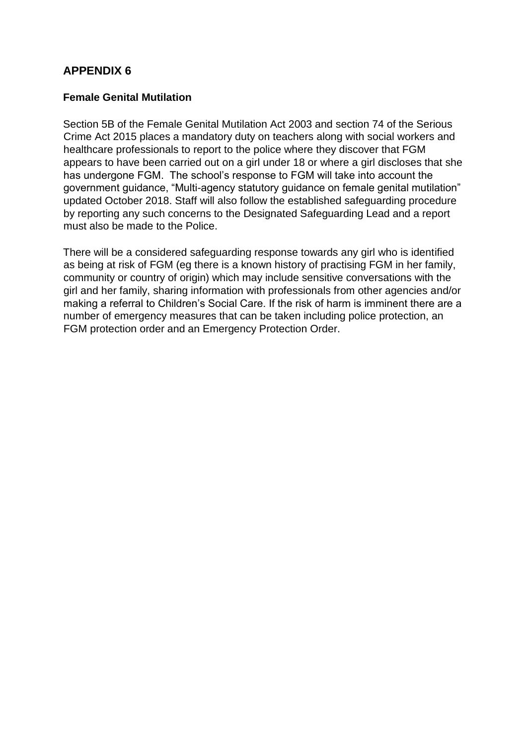## APPENDIX 6

### Female Genital Mutilation

Section 5B of the Female Genital Mutilation Act 2003 and section 74 of the Serious Crime Act 2015 places a mandatory duty on teachers along with social workers and healthcare professionals to report to the police where they discover that FGM appears to have been carried out on a girl under 18 or where a girl discloses that she has undergone FGM. The school's response to FGM will take into account the government guidance, "Multi-agency statutory guidance on female genital mutilation" updated October 2018. Staff will also follow the established safeguarding procedure by reporting any such concerns to the Designated Safeguarding Lead and a report must also be made to the Police.

There will be a considered safeguarding response towards any girl who is identified as being at risk of FGM (eg there is a known history of practising FGM in her family, community or country of origin) which may include sensitive conversations with the girl and her family, sharing information with professionals from other agencies and/or making a referral to Children's Social Care. If the risk of harm is imminent there are a number of emergency measures that can be taken including police protection, an FGM protection order and an Emergency Protection Order.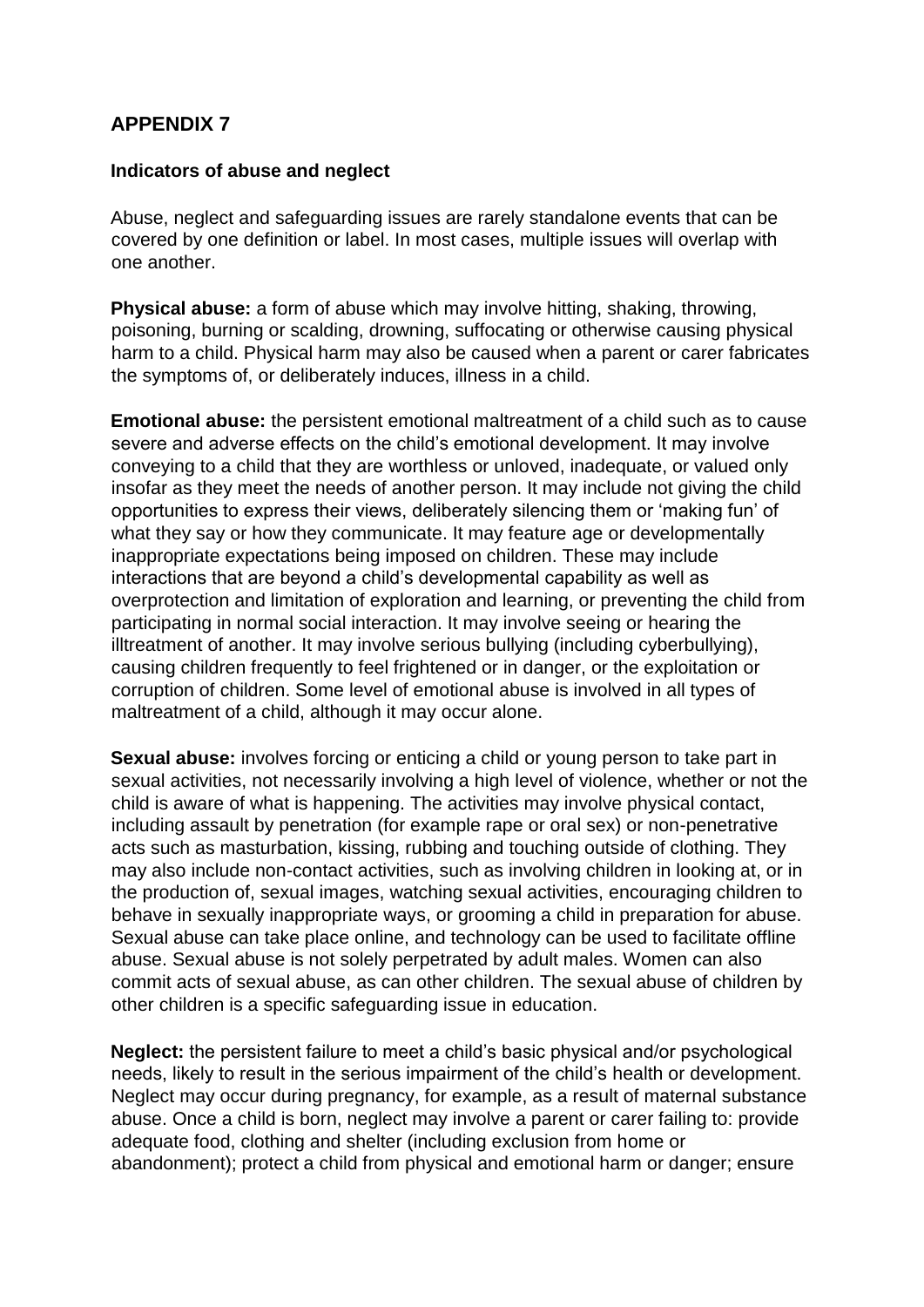## APPENDIX 7

**Indicators of abuse and neglect**

Abuse, neglect and safeguarding issues are rarely standalone events that can be covered by one definition or label. In most cases, multiple issues will overlap with one another.

**Physical abuse:** a form of abuse which may involve hitting, shaking, throwing, poisoning, burning or scalding, drowning, suffocating or otherwise causing physical harm to a child. Physical harm may also be caused when a parent or carer fabricates the symptoms of, or deliberately induces, illness in a child.

**Emotional abuse:** the persistent emotional maltreatment of a child such as to cause severe and adverse effects on the child's emotional development. It may involve conveying to a child that they are worthless or unloved, inadequate, or valued only insofar as they meet the needs of another person. It may include not giving the child opportunities to express their views, deliberately silencing them or 'making fun' of what they say or how they communicate. It may feature age or developmentally inappropriate expectations being imposed on children. These may include interactions that are beyond a child's developmental capability as well as overprotection and limitation of exploration and learning, or preventing the child from participating in normal social interaction. It may involve seeing or hearing the illtreatment of another. It may involve serious bullying (including cyberbullying), causing children frequently to feel frightened or in danger, or the exploitation or corruption of children. Some level of emotional abuse is involved in all types of maltreatment of a child, although it may occur alone.

**Sexual abuse:** involves forcing or enticing a child or young person to take part in sexual activities, not necessarily involving a high level of violence, whether or not the child is aware of what is happening. The activities may involve physical contact, including assault by penetration (for example rape or oral sex) or non-penetrative acts such as masturbation, kissing, rubbing and touching outside of clothing. They may also include non-contact activities, such as involving children in looking at, or in the production of, sexual images, watching sexual activities, encouraging children to behave in sexually inappropriate ways, or grooming a child in preparation for abuse. Sexual abuse can take place online, and technology can be used to facilitate offline abuse. Sexual abuse is not solely perpetrated by adult males. Women can also commit acts of sexual abuse, as can other children. The sexual abuse of children by other children is a specific safeguarding issue in education.

**Neglect:** the persistent failure to meet a child's basic physical and/or psychological needs, likely to result in the serious impairment of the child's health or development. Neglect may occur during pregnancy, for example, as a result of maternal substance abuse. Once a child is born, neglect may involve a parent or carer failing to: provide adequate food, clothing and shelter (including exclusion from home or abandonment); protect a child from physical and emotional harm or danger; ensure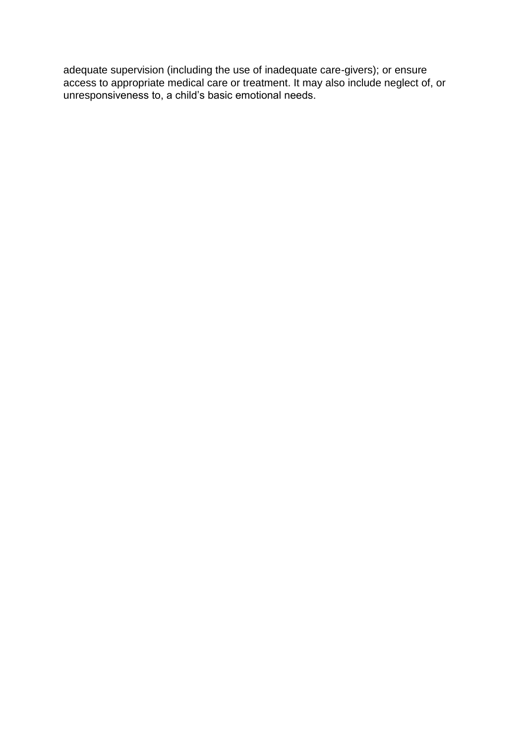adequate supervision (including the use of inadequate care-givers); or ensure access to appropriate medical care or treatment. It may also include neglect of, or unresponsiveness to, a child's basic emotional needs.